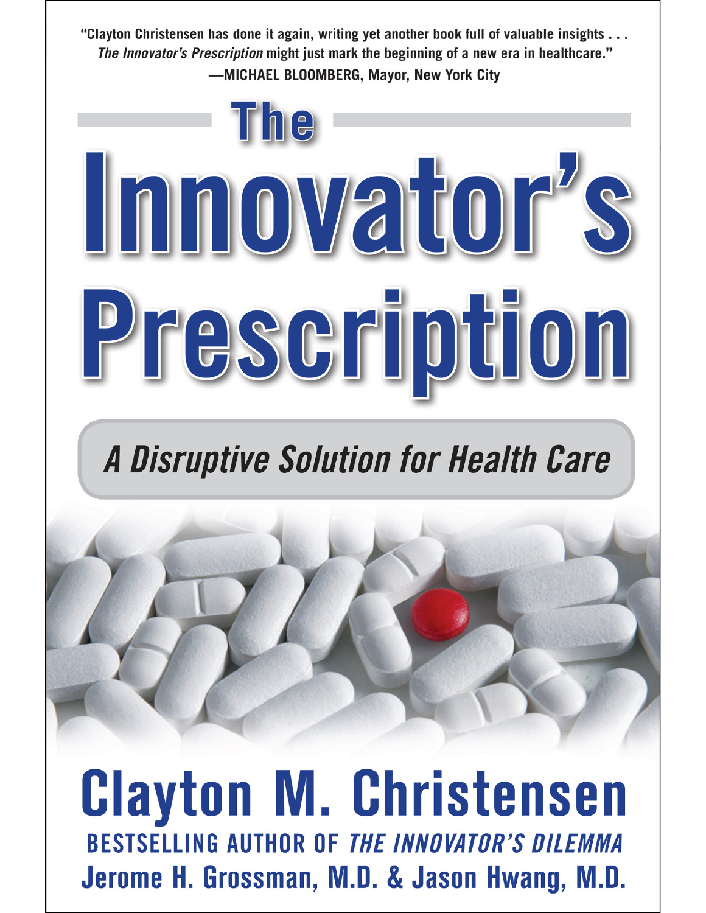"Clayton Christensen has done it again, writing yet another book full of valuable insights . . . *The Innovator's Prescription* might just mark the beginning of a new era in healthcare."
—MICHAEL BLOOMBERG, Mayor, New York City

# The Innovator's Prescription

## A Disruptive Solution for Health Care

**Clayton M. Christensen**

BESTSELLING AUTHOR OF *THE INNOVATOR'S DILEMMA*

**Jerome H. Grossman, M.D. & Jason Hwang, M.D.**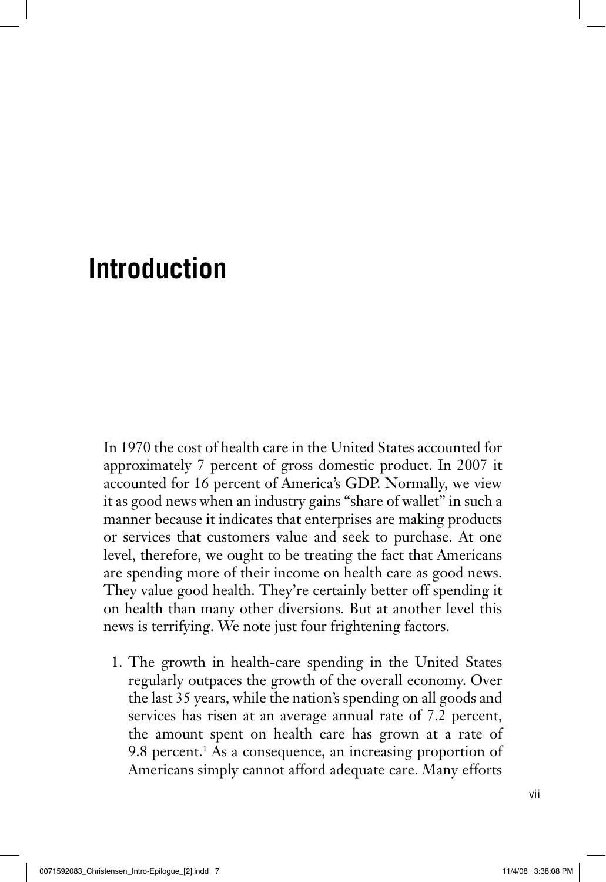# Introduction

In 1970 the cost of health care in the United States accounted for approximately 7 percent of gross domestic product. In 2007 it accounted for 16 percent of America's GDP. Normally, we view it as good news when an industry gains "share of wallet" in such a manner because it indicates that enterprises are making products or services that customers value and seek to purchase. At one level, therefore, we ought to be treating the fact that Americans are spending more of their income on health care as good news. They value good health. They're certainly better off spending it on health than many other diversions. But at another level this news is terrifying. We note just four frightening factors.

1. The growth in health-care spending in the United States regularly outpaces the growth of the overall economy. Over the last 35 years, while the nation's spending on all goods and services has risen at an average annual rate of 7.2 percent, the amount spent on health care has grown at a rate of 9.8 percent.[1] As a consequence, an increasing proportion of Americans simply cannot afford adequate care. Many efforts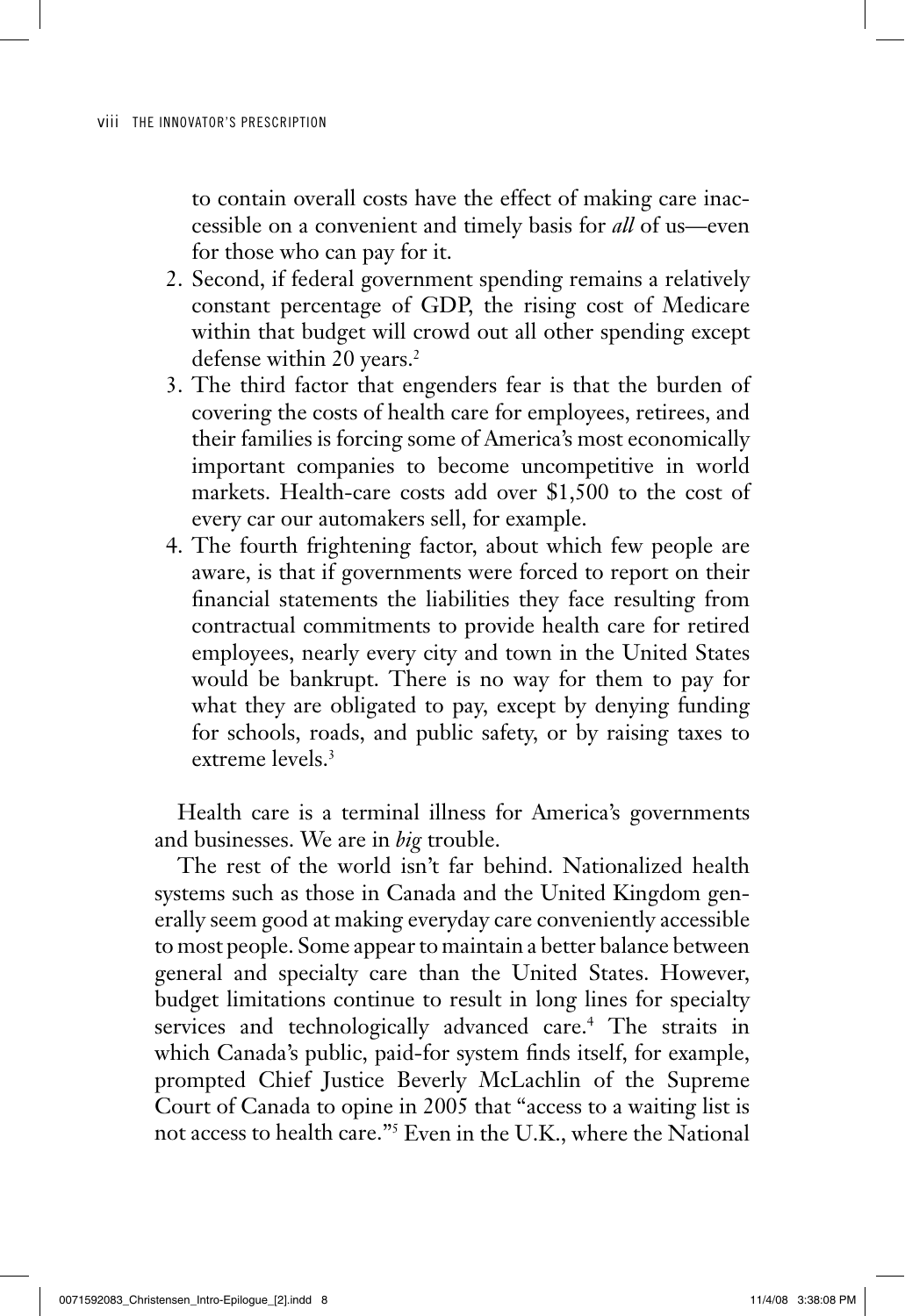to contain overall costs have the effect of making care inaccessible on a convenient and timely basis for *all* of us—even for those who can pay for it.

2. Second, if federal government spending remains a relatively constant percentage of GDP, the rising cost of Medicare within that budget will crowd out all other spending except defense within 20 years.[2]
3. The third factor that engenders fear is that the burden of covering the costs of health care for employees, retirees, and their families is forcing some of America's most economically important companies to become uncompetitive in world markets. Health-care costs add over $1,500 to the cost of every car our automakers sell, for example.
4. The fourth frightening factor, about which few people are aware, is that if governments were forced to report on their financial statements the liabilities they face resulting from contractual commitments to provide health care for retired employees, nearly every city and town in the United States would be bankrupt. There is no way for them to pay for what they are obligated to pay, except by denying funding for schools, roads, and public safety, or by raising taxes to extreme levels.[3]

Health care is a terminal illness for America's governments and businesses. We are in *big* trouble.

The rest of the world isn't far behind. Nationalized health systems such as those in Canada and the United Kingdom generally seem good at making everyday care conveniently accessible to most people. Some appear to maintain a better balance between general and specialty care than the United States. However, budget limitations continue to result in long lines for specialty services and technologically advanced care.[4] The straits in which Canada's public, paid-for system finds itself, for example, prompted Chief Justice Beverly McLachlin of the Supreme Court of Canada to opine in 2005 that "access to a waiting list is not access to health care."[5] Even in the U.K., where the National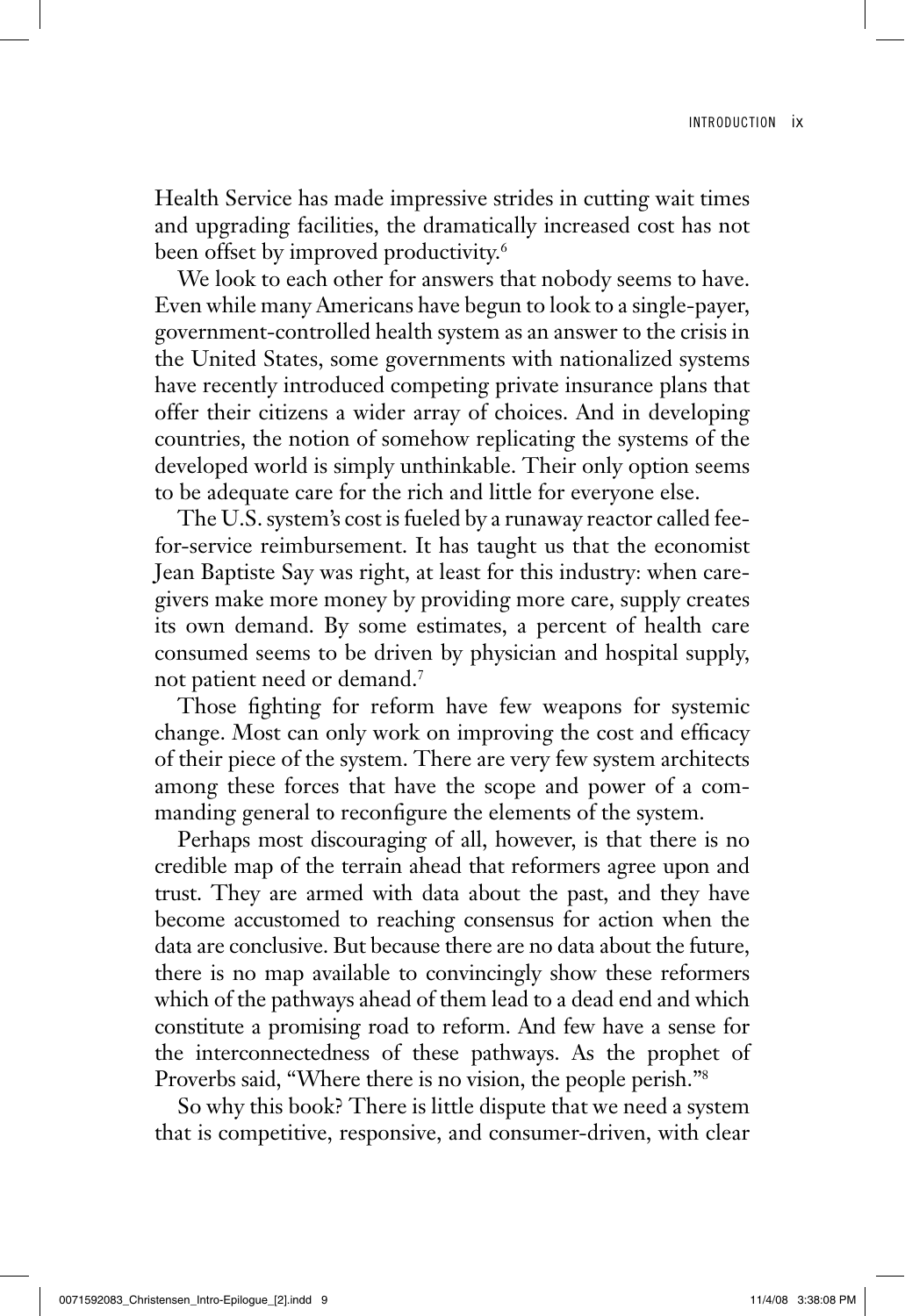Health Service has made impressive strides in cutting wait times and upgrading facilities, the dramatically increased cost has not been offset by improved productivity.[6]

We look to each other for answers that nobody seems to have. Even while many Americans have begun to look to a single-payer, government-controlled health system as an answer to the crisis in the United States, some governments with nationalized systems have recently introduced competing private insurance plans that offer their citizens a wider array of choices. And in developing countries, the notion of somehow replicating the systems of the developed world is simply unthinkable. Their only option seems to be adequate care for the rich and little for everyone else.

The U.S. system's cost is fueled by a runaway reactor called fee-for-service reimbursement. It has taught us that the economist Jean Baptiste Say was right, at least for this industry: when caregivers make more money by providing more care, supply creates its own demand. By some estimates, a percent of health care consumed seems to be driven by physician and hospital supply, not patient need or demand.[7]

Those fighting for reform have few weapons for systemic change. Most can only work on improving the cost and efficacy of their piece of the system. There are very few system architects among these forces that have the scope and power of a commanding general to reconfigure the elements of the system.

Perhaps most discouraging of all, however, is that there is no credible map of the terrain ahead that reformers agree upon and trust. They are armed with data about the past, and they have become accustomed to reaching consensus for action when the data are conclusive. But because there are no data about the future, there is no map available to convincingly show these reformers which of the pathways ahead of them lead to a dead end and which constitute a promising road to reform. And few have a sense for the interconnectedness of these pathways. As the prophet of Proverbs said, "Where there is no vision, the people perish."[8]

So why this book? There is little dispute that we need a system that is competitive, responsive, and consumer-driven, with clear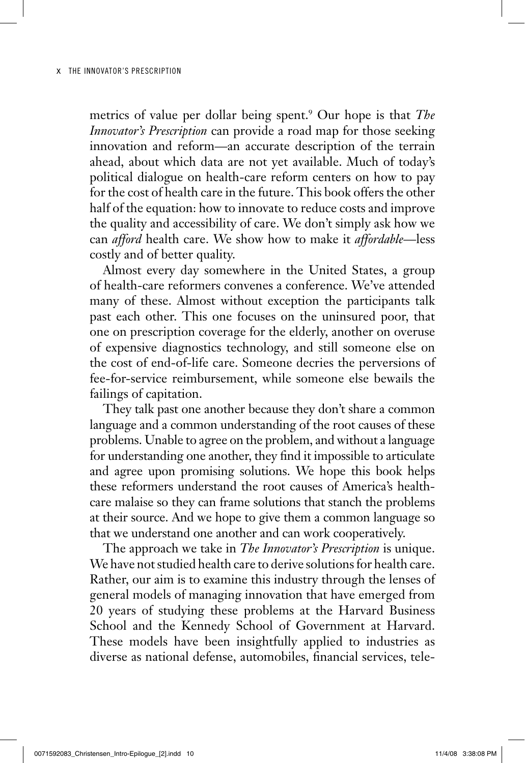metrics of value per dollar being spent.[9] Our hope is that *The Innovator's Prescription* can provide a road map for those seeking innovation and reform—an accurate description of the terrain ahead, about which data are not yet available. Much of today's political dialogue on health-care reform centers on how to pay for the cost of health care in the future. This book offers the other half of the equation: how to innovate to reduce costs and improve the quality and accessibility of care. We don't simply ask how we can *afford* health care. We show how to make it *affordable*—less costly and of better quality.

Almost every day somewhere in the United States, a group of health-care reformers convenes a conference. We've attended many of these. Almost without exception the participants talk past each other. This one focuses on the uninsured poor, that one on prescription coverage for the elderly, another on overuse of expensive diagnostics technology, and still someone else on the cost of end-of-life care. Someone decries the perversions of fee-for-service reimbursement, while someone else bewails the failings of capitation.

They talk past one another because they don't share a common language and a common understanding of the root causes of these problems. Unable to agree on the problem, and without a language for understanding one another, they find it impossible to articulate and agree upon promising solutions. We hope this book helps these reformers understand the root causes of America's health-care malaise so they can frame solutions that stanch the problems at their source. And we hope to give them a common language so that we understand one another and can work cooperatively.

The approach we take in *The Innovator's Prescription* is unique. We have not studied health care to derive solutions for health care. Rather, our aim is to examine this industry through the lenses of general models of managing innovation that have emerged from 20 years of studying these problems at the Harvard Business School and the Kennedy School of Government at Harvard. These models have been insightfully applied to industries as diverse as national defense, automobiles, financial services, tele-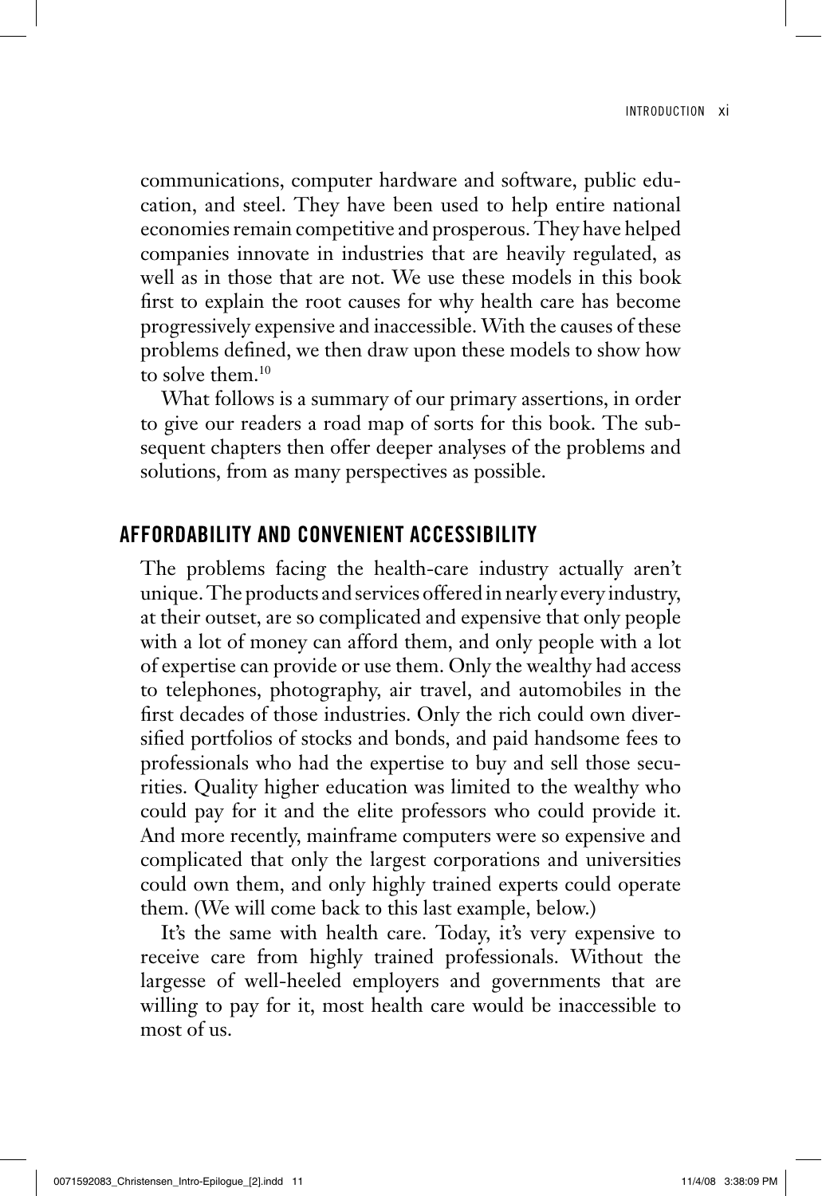communications, computer hardware and software, public education, and steel. They have been used to help entire national economies remain competitive and prosperous. They have helped companies innovate in industries that are heavily regulated, as well as in those that are not. We use these models in this book first to explain the root causes for why health care has become progressively expensive and inaccessible. With the causes of these problems defined, we then draw upon these models to show how to solve them.[10]

What follows is a summary of our primary assertions, in order to give our readers a road map of sorts for this book. The subsequent chapters then offer deeper analyses of the problems and solutions, from as many perspectives as possible.

## AFFORDABILITY AND CONVENIENT ACCESSIBILITY

The problems facing the health-care industry actually aren't unique. The products and services offered in nearly every industry, at their outset, are so complicated and expensive that only people with a lot of money can afford them, and only people with a lot of expertise can provide or use them. Only the wealthy had access to telephones, photography, air travel, and automobiles in the first decades of those industries. Only the rich could own diversified portfolios of stocks and bonds, and paid handsome fees to professionals who had the expertise to buy and sell those securities. Quality higher education was limited to the wealthy who could pay for it and the elite professors who could provide it. And more recently, mainframe computers were so expensive and complicated that only the largest corporations and universities could own them, and only highly trained experts could operate them. (We will come back to this last example, below.)

It's the same with health care. Today, it's very expensive to receive care from highly trained professionals. Without the largesse of well-heeled employers and governments that are willing to pay for it, most health care would be inaccessible to most of us.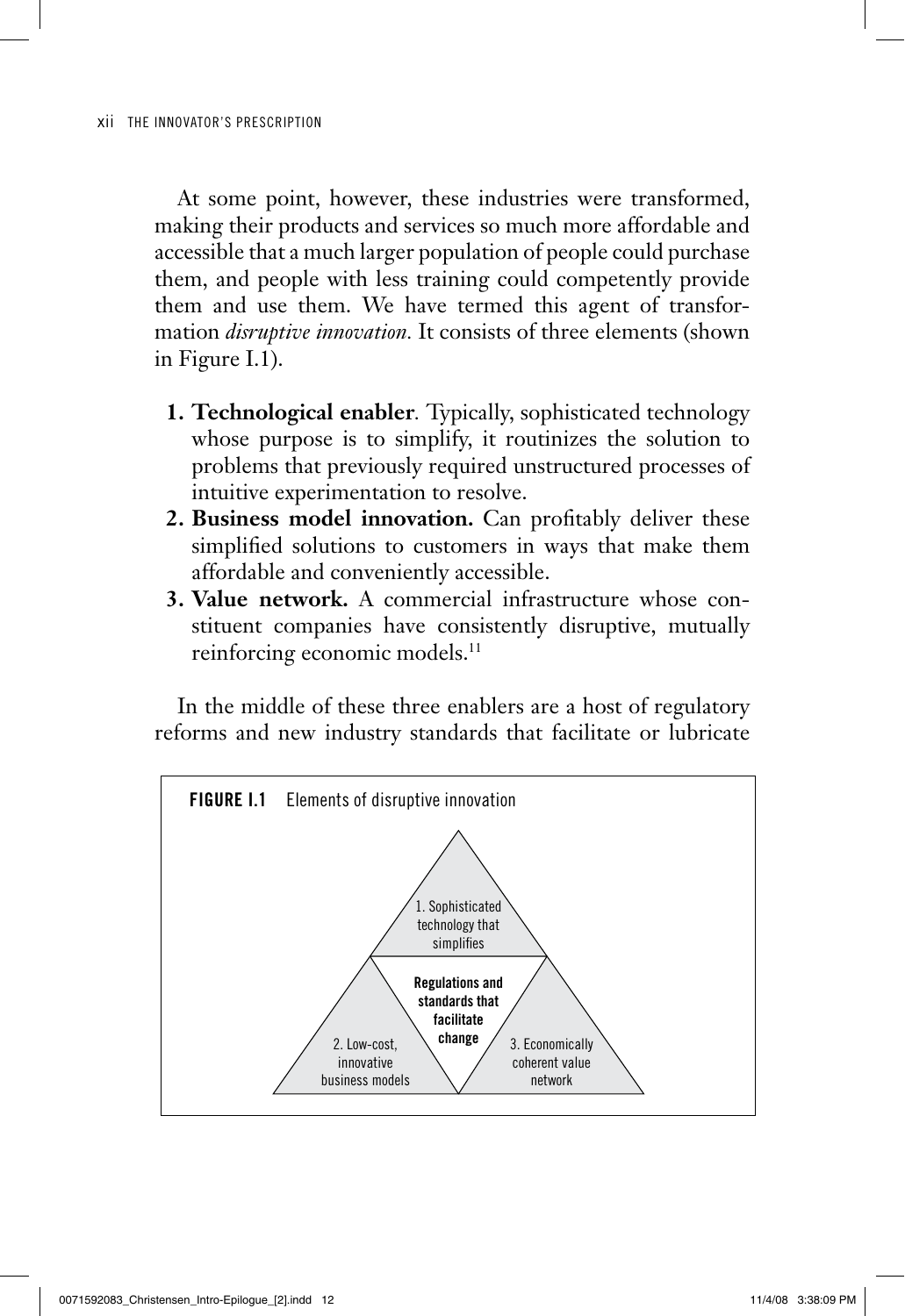At some point, however, these industries were transformed, making their products and services so much more affordable and accessible that a much larger population of people could purchase them, and people with less training could competently provide them and use them. We have termed this agent of transformation *disruptive innovation*. It consists of three elements (shown in Figure I.1).

1. **Technological enabler**. Typically, sophisticated technology whose purpose is to simplify, it routinizes the solution to problems that previously required unstructured processes of intuitive experimentation to resolve.
2. **Business model innovation.** Can profitably deliver these simplified solutions to customers in ways that make them affordable and conveniently accessible.
3. **Value network.** A commercial infrastructure whose constituent companies have consistently disruptive, mutually reinforcing economic models.[11]

In the middle of these three enablers are a host of regulatory reforms and new industry standards that facilitate or lubricate

**FIGURE I.1** Elements of disruptive innovation

1. Sophisticated technology that simplifies

**Regulations and standards that facilitate change**

2. Low-cost, innovative business models

3. Economically coherent value network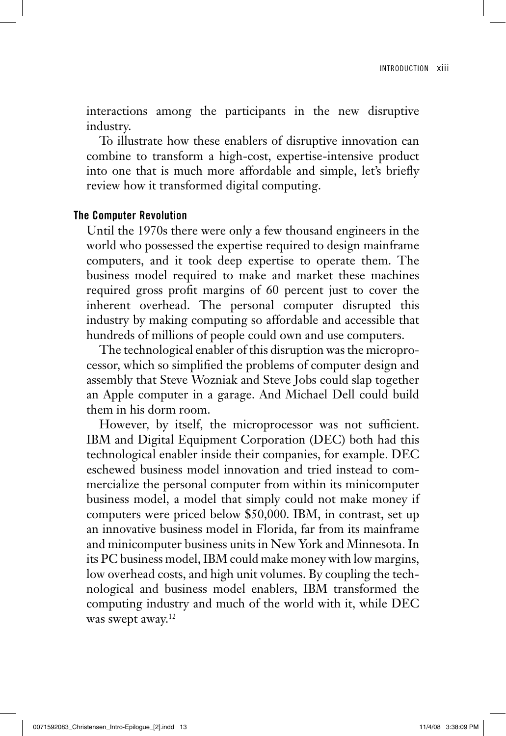interactions among the participants in the new disruptive industry.

To illustrate how these enablers of disruptive innovation can combine to transform a high-cost, expertise-intensive product into one that is much more affordable and simple, let's briefly review how it transformed digital computing.

### The Computer Revolution

Until the 1970s there were only a few thousand engineers in the world who possessed the expertise required to design mainframe computers, and it took deep expertise to operate them. The business model required to make and market these machines required gross profit margins of 60 percent just to cover the inherent overhead. The personal computer disrupted this industry by making computing so affordable and accessible that hundreds of millions of people could own and use computers.

The technological enabler of this disruption was the microprocessor, which so simplified the problems of computer design and assembly that Steve Wozniak and Steve Jobs could slap together an Apple computer in a garage. And Michael Dell could build them in his dorm room.

However, by itself, the microprocessor was not sufficient. IBM and Digital Equipment Corporation (DEC) both had this technological enabler inside their companies, for example. DEC eschewed business model innovation and tried instead to commercialize the personal computer from within its minicomputer business model, a model that simply could not make money if computers were priced below $50,000. IBM, in contrast, set up an innovative business model in Florida, far from its mainframe and minicomputer business units in New York and Minnesota. In its PC business model, IBM could make money with low margins, low overhead costs, and high unit volumes. By coupling the technological and business model enablers, IBM transformed the computing industry and much of the world with it, while DEC was swept away.[12]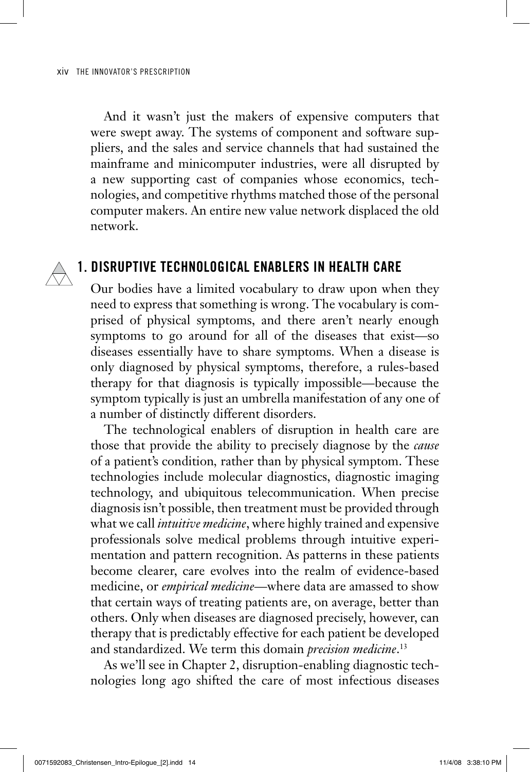And it wasn't just the makers of expensive computers that were swept away. The systems of component and software suppliers, and the sales and service channels that had sustained the mainframe and minicomputer industries, were all disrupted by a new supporting cast of companies whose economics, technologies, and competitive rhythms matched those of the personal computer makers. An entire new value network displaced the old network.

## 1. DISRUPTIVE TECHNOLOGICAL ENABLERS IN HEALTH CARE

Our bodies have a limited vocabulary to draw upon when they need to express that something is wrong. The vocabulary is comprised of physical symptoms, and there aren't nearly enough symptoms to go around for all of the diseases that exist—so diseases essentially have to share symptoms. When a disease is only diagnosed by physical symptoms, therefore, a rules-based therapy for that diagnosis is typically impossible—because the symptom typically is just an umbrella manifestation of any one of a number of distinctly different disorders.

The technological enablers of disruption in health care are those that provide the ability to precisely diagnose by the *cause* of a patient's condition, rather than by physical symptom. These technologies include molecular diagnostics, diagnostic imaging technology, and ubiquitous telecommunication. When precise diagnosis isn't possible, then treatment must be provided through what we call *intuitive medicine*, where highly trained and expensive professionals solve medical problems through intuitive experimentation and pattern recognition. As patterns in these patients become clearer, care evolves into the realm of evidence-based medicine, or *empirical medicine*—where data are amassed to show that certain ways of treating patients are, on average, better than others. Only when diseases are diagnosed precisely, however, can therapy that is predictably effective for each patient be developed and standardized. We term this domain *precision medicine*.[13]

As we'll see in Chapter 2, disruption-enabling diagnostic technologies long ago shifted the care of most infectious diseases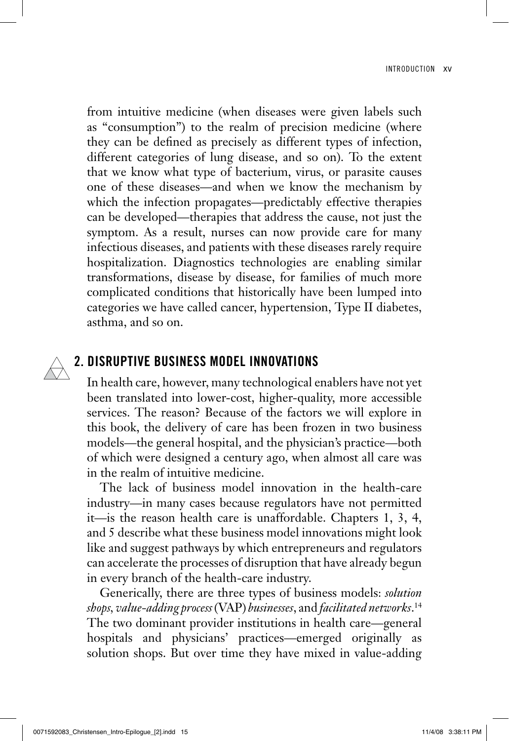from intuitive medicine (when diseases were given labels such as "consumption") to the realm of precision medicine (where they can be defined as precisely as different types of infection, different categories of lung disease, and so on). To the extent that we know what type of bacterium, virus, or parasite causes one of these diseases—and when we know the mechanism by which the infection propagates—predictably effective therapies can be developed—therapies that address the cause, not just the symptom. As a result, nurses can now provide care for many infectious diseases, and patients with these diseases rarely require hospitalization. Diagnostics technologies are enabling similar transformations, disease by disease, for families of much more complicated conditions that historically have been lumped into categories we have called cancer, hypertension, Type II diabetes, asthma, and so on.

## 2. DISRUPTIVE BUSINESS MODEL INNOVATIONS

In health care, however, many technological enablers have not yet been translated into lower-cost, higher-quality, more accessible services. The reason? Because of the factors we will explore in this book, the delivery of care has been frozen in two business models—the general hospital, and the physician's practice—both of which were designed a century ago, when almost all care was in the realm of intuitive medicine.

The lack of business model innovation in the health-care industry—in many cases because regulators have not permitted it—is the reason health care is unaffordable. Chapters 1, 3, 4, and 5 describe what these business model innovations might look like and suggest pathways by which entrepreneurs and regulators can accelerate the processes of disruption that have already begun in every branch of the health-care industry.

Generically, there are three types of business models: *solution shops*, *value-adding process* (VAP) *businesses*, and *facilitated networks*.[14] The two dominant provider institutions in health care—general hospitals and physicians' practices—emerged originally as solution shops. But over time they have mixed in value-adding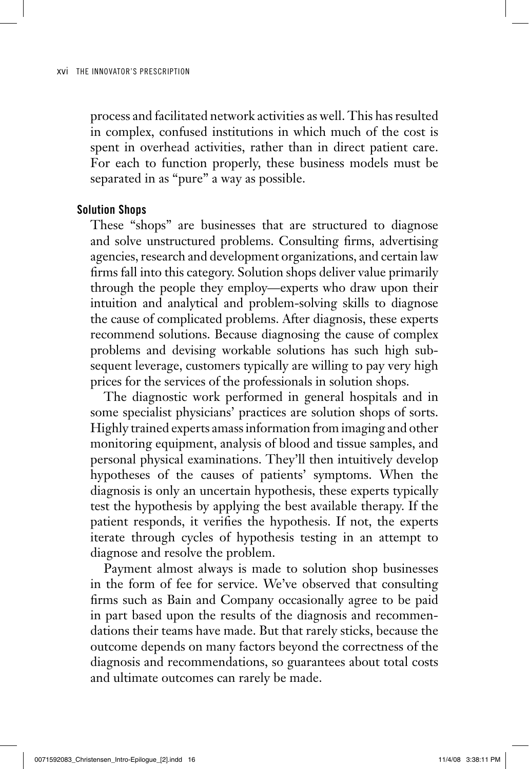process and facilitated network activities as well. This has resulted in complex, confused institutions in which much of the cost is spent in overhead activities, rather than in direct patient care. For each to function properly, these business models must be separated in as "pure" a way as possible.

### Solution Shops

These "shops" are businesses that are structured to diagnose and solve unstructured problems. Consulting firms, advertising agencies, research and development organizations, and certain law firms fall into this category. Solution shops deliver value primarily through the people they employ—experts who draw upon their intuition and analytical and problem-solving skills to diagnose the cause of complicated problems. After diagnosis, these experts recommend solutions. Because diagnosing the cause of complex problems and devising workable solutions has such high subsequent leverage, customers typically are willing to pay very high prices for the services of the professionals in solution shops.

The diagnostic work performed in general hospitals and in some specialist physicians' practices are solution shops of sorts. Highly trained experts amass information from imaging and other monitoring equipment, analysis of blood and tissue samples, and personal physical examinations. They'll then intuitively develop hypotheses of the causes of patients' symptoms. When the diagnosis is only an uncertain hypothesis, these experts typically test the hypothesis by applying the best available therapy. If the patient responds, it verifies the hypothesis. If not, the experts iterate through cycles of hypothesis testing in an attempt to diagnose and resolve the problem.

Payment almost always is made to solution shop businesses in the form of fee for service. We've observed that consulting firms such as Bain and Company occasionally agree to be paid in part based upon the results of the diagnosis and recommendations their teams have made. But that rarely sticks, because the outcome depends on many factors beyond the correctness of the diagnosis and recommendations, so guarantees about total costs and ultimate outcomes can rarely be made.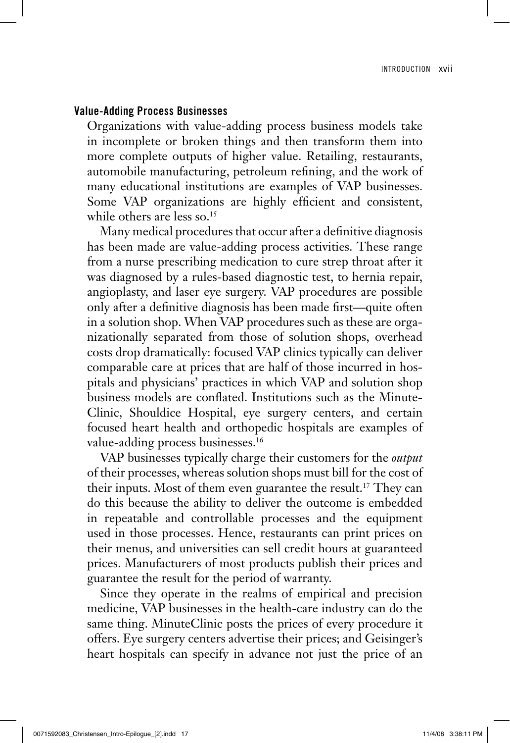### Value-Adding Process Businesses

Organizations with value-adding process business models take in incomplete or broken things and then transform them into more complete outputs of higher value. Retailing, restaurants, automobile manufacturing, petroleum refining, and the work of many educational institutions are examples of VAP businesses. Some VAP organizations are highly efficient and consistent, while others are less so.[15]

Many medical procedures that occur after a definitive diagnosis has been made are value-adding process activities. These range from a nurse prescribing medication to cure strep throat after it was diagnosed by a rules-based diagnostic test, to hernia repair, angioplasty, and laser eye surgery. VAP procedures are possible only after a definitive diagnosis has been made first—quite often in a solution shop. When VAP procedures such as these are organizationally separated from those of solution shops, overhead costs drop dramatically: focused VAP clinics typically can deliver comparable care at prices that are half of those incurred in hospitals and physicians' practices in which VAP and solution shop business models are conflated. Institutions such as the MinuteClinic, Shouldice Hospital, eye surgery centers, and certain focused heart health and orthopedic hospitals are examples of value-adding process businesses.[16]

VAP businesses typically charge their customers for the *output* of their processes, whereas solution shops must bill for the cost of their inputs. Most of them even guarantee the result.[17] They can do this because the ability to deliver the outcome is embedded in repeatable and controllable processes and the equipment used in those processes. Hence, restaurants can print prices on their menus, and universities can sell credit hours at guaranteed prices. Manufacturers of most products publish their prices and guarantee the result for the period of warranty.

Since they operate in the realms of empirical and precision medicine, VAP businesses in the health-care industry can do the same thing. MinuteClinic posts the prices of every procedure it offers. Eye surgery centers advertise their prices; and Geisinger's heart hospitals can specify in advance not just the price of an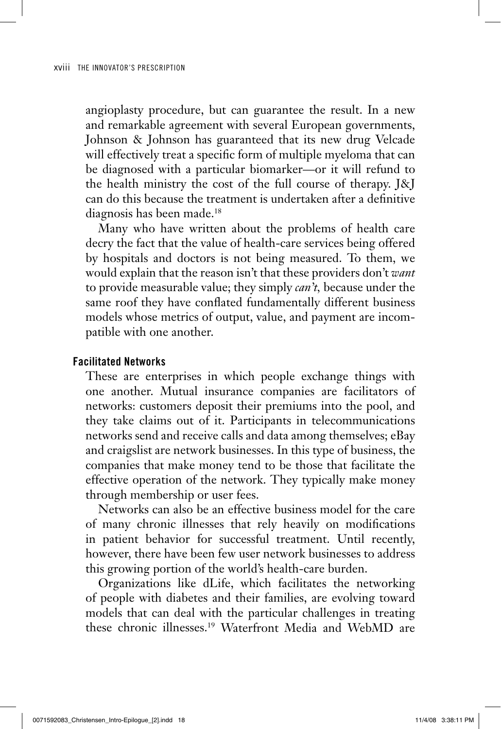angioplasty procedure, but can guarantee the result. In a new and remarkable agreement with several European governments, Johnson & Johnson has guaranteed that its new drug Velcade will effectively treat a specific form of multiple myeloma that can be diagnosed with a particular biomarker—or it will refund to the health ministry the cost of the full course of therapy. J&J can do this because the treatment is undertaken after a definitive diagnosis has been made.[18]

Many who have written about the problems of health care decry the fact that the value of health-care services being offered by hospitals and doctors is not being measured. To them, we would explain that the reason isn't that these providers don't *want* to provide measurable value; they simply *can't*, because under the same roof they have conflated fundamentally different business models whose metrics of output, value, and payment are incompatible with one another.

#### Facilitated Networks

These are enterprises in which people exchange things with one another. Mutual insurance companies are facilitators of networks: customers deposit their premiums into the pool, and they take claims out of it. Participants in telecommunications networks send and receive calls and data among themselves; eBay and craigslist are network businesses. In this type of business, the companies that make money tend to be those that facilitate the effective operation of the network. They typically make money through membership or user fees.

Networks can also be an effective business model for the care of many chronic illnesses that rely heavily on modifications in patient behavior for successful treatment. Until recently, however, there have been few user network businesses to address this growing portion of the world's health-care burden.

Organizations like dLife, which facilitates the networking of people with diabetes and their families, are evolving toward models that can deal with the particular challenges in treating these chronic illnesses.[19] Waterfront Media and WebMD are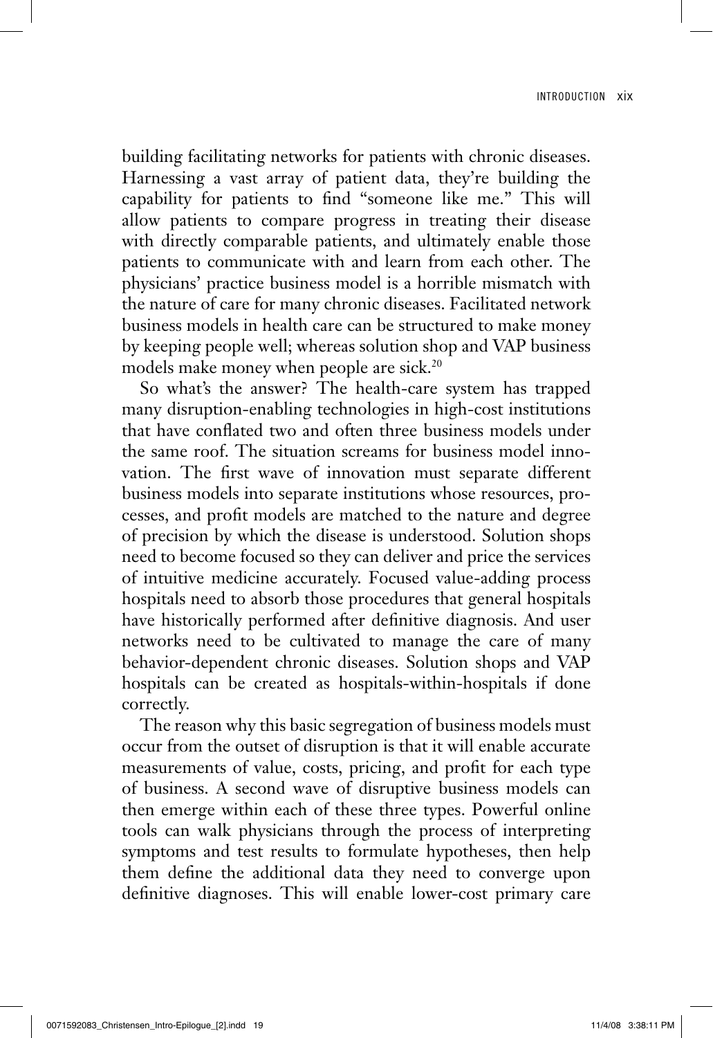building facilitating networks for patients with chronic diseases. Harnessing a vast array of patient data, they're building the capability for patients to find "someone like me." This will allow patients to compare progress in treating their disease with directly comparable patients, and ultimately enable those patients to communicate with and learn from each other. The physicians' practice business model is a horrible mismatch with the nature of care for many chronic diseases. Facilitated network business models in health care can be structured to make money by keeping people well; whereas solution shop and VAP business models make money when people are sick.[20]

So what's the answer? The health-care system has trapped many disruption-enabling technologies in high-cost institutions that have conflated two and often three business models under the same roof. The situation screams for business model innovation. The first wave of innovation must separate different business models into separate institutions whose resources, processes, and profit models are matched to the nature and degree of precision by which the disease is understood. Solution shops need to become focused so they can deliver and price the services of intuitive medicine accurately. Focused value-adding process hospitals need to absorb those procedures that general hospitals have historically performed after definitive diagnosis. And user networks need to be cultivated to manage the care of many behavior-dependent chronic diseases. Solution shops and VAP hospitals can be created as hospitals-within-hospitals if done correctly.

The reason why this basic segregation of business models must occur from the outset of disruption is that it will enable accurate measurements of value, costs, pricing, and profit for each type of business. A second wave of disruptive business models can then emerge within each of these three types. Powerful online tools can walk physicians through the process of interpreting symptoms and test results to formulate hypotheses, then help them define the additional data they need to converge upon definitive diagnoses. This will enable lower-cost primary care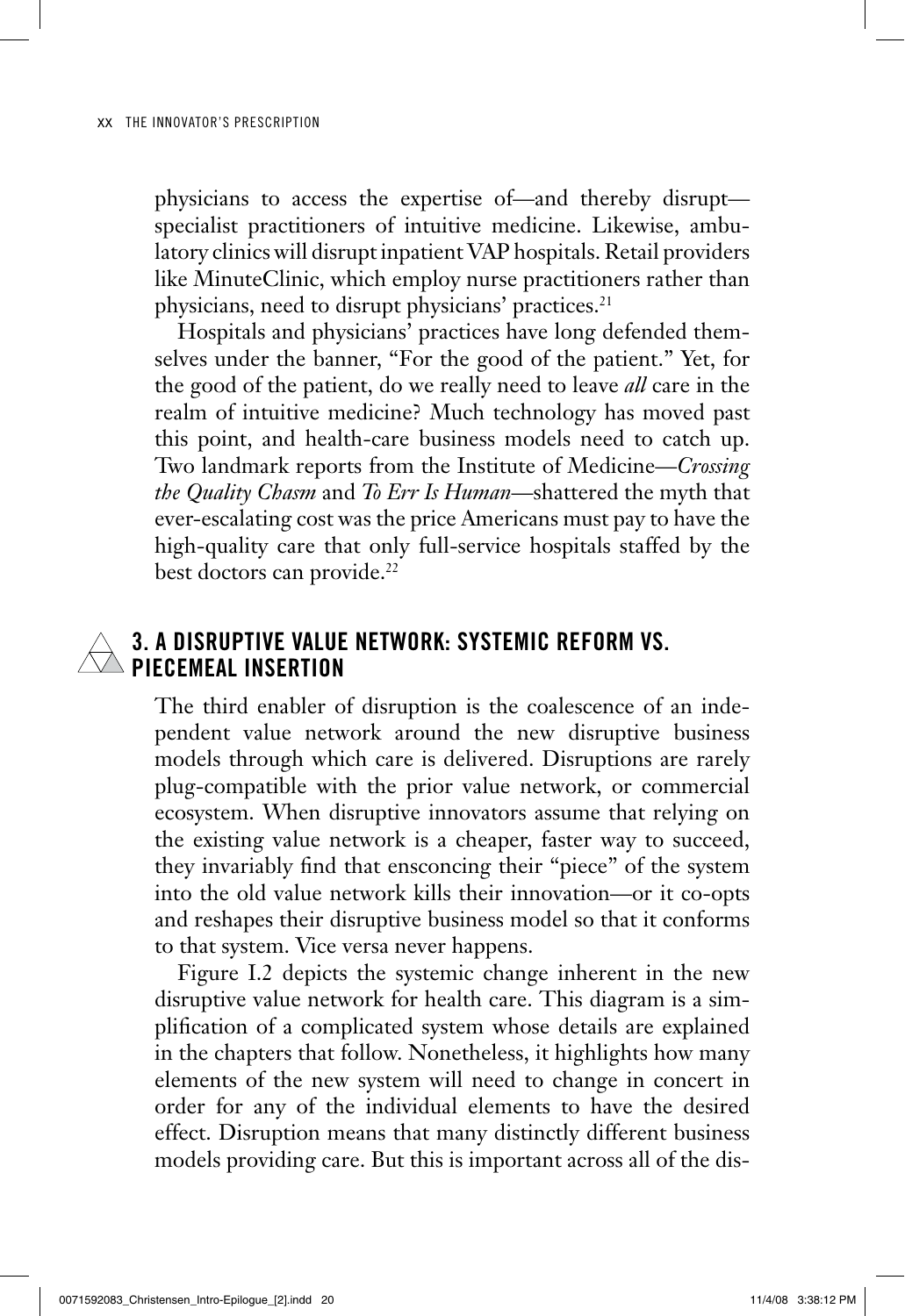physicians to access the expertise of—and thereby disrupt—specialist practitioners of intuitive medicine. Likewise, ambulatory clinics will disrupt inpatient VAP hospitals. Retail providers like MinuteClinic, which employ nurse practitioners rather than physicians, need to disrupt physicians' practices.[21]

Hospitals and physicians' practices have long defended themselves under the banner, "For the good of the patient." Yet, for the good of the patient, do we really need to leave *all* care in the realm of intuitive medicine? Much technology has moved past this point, and health-care business models need to catch up. Two landmark reports from the Institute of Medicine—*Crossing the Quality Chasm* and *To Err Is Human*—shattered the myth that ever-escalating cost was the price Americans must pay to have the high-quality care that only full-service hospitals staffed by the best doctors can provide.[22]

## 3. A DISRUPTIVE VALUE NETWORK: SYSTEMIC REFORM VS. PIECEMEAL INSERTION

The third enabler of disruption is the coalescence of an independent value network around the new disruptive business models through which care is delivered. Disruptions are rarely plug-compatible with the prior value network, or commercial ecosystem. When disruptive innovators assume that relying on the existing value network is a cheaper, faster way to succeed, they invariably find that ensconcing their "piece" of the system into the old value network kills their innovation—or it co-opts and reshapes their disruptive business model so that it conforms to that system. Vice versa never happens.

Figure I.2 depicts the systemic change inherent in the new disruptive value network for health care. This diagram is a simplification of a complicated system whose details are explained in the chapters that follow. Nonetheless, it highlights how many elements of the new system will need to change in concert in order for any of the individual elements to have the desired effect. Disruption means that many distinctly different business models providing care. But this is important across all of the dis-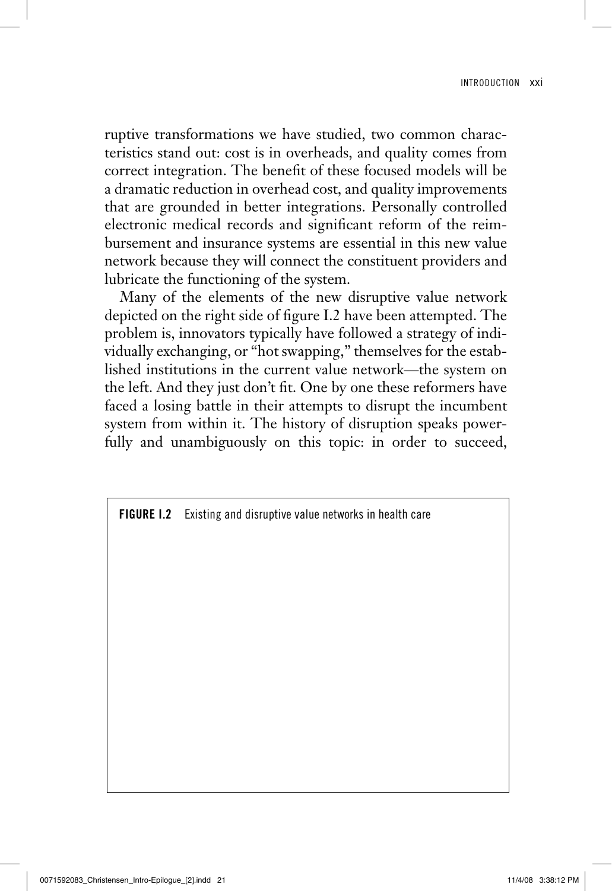ruptive transformations we have studied, two common characteristics stand out: cost is in overheads, and quality comes from correct integration. The benefit of these focused models will be a dramatic reduction in overhead cost, and quality improvements that are grounded in better integrations. Personally controlled electronic medical records and significant reform of the reimbursement and insurance systems are essential in this new value network because they will connect the constituent providers and lubricate the functioning of the system.

Many of the elements of the new disruptive value network depicted on the right side of figure I.2 have been attempted. The problem is, innovators typically have followed a strategy of individually exchanging, or "hot swapping," themselves for the established institutions in the current value network—the system on the left. And they just don't fit. One by one these reformers have faced a losing battle in their attempts to disrupt the incumbent system from within it. The history of disruption speaks powerfully and unambiguously on this topic: in order to succeed,

**FIGURE I.2** Existing and disruptive value networks in health care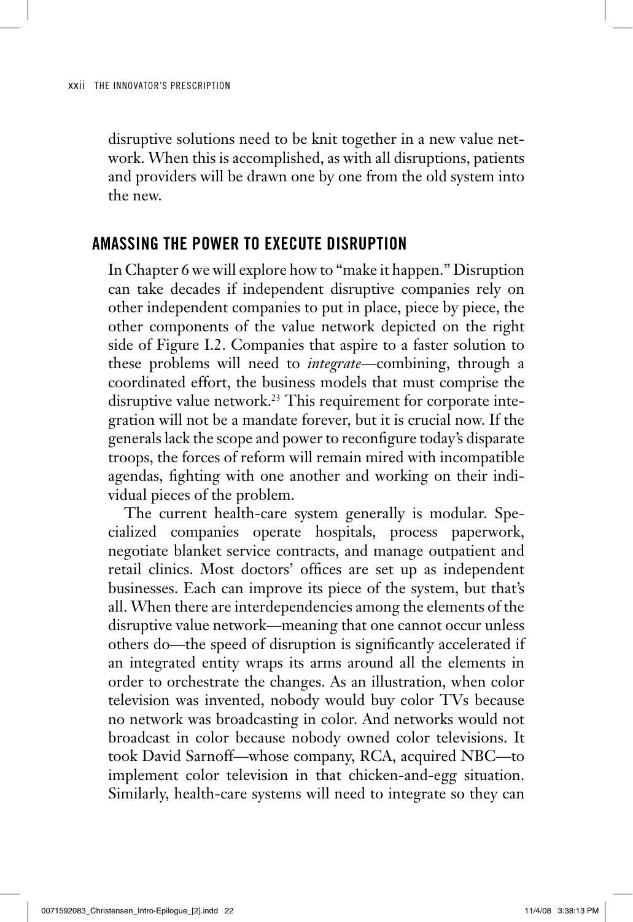disruptive solutions need to be knit together in a new value network. When this is accomplished, as with all disruptions, patients and providers will be drawn one by one from the old system into the new.

## AMASSING THE POWER TO EXECUTE DISRUPTION

In Chapter 6 we will explore how to "make it happen." Disruption can take decades if independent disruptive companies rely on other independent companies to put in place, piece by piece, the other components of the value network depicted on the right side of Figure I.2. Companies that aspire to a faster solution to these problems will need to *integrate*—combining, through a coordinated effort, the business models that must comprise the disruptive value network.[23] This requirement for corporate integration will not be a mandate forever, but it is crucial now. If the generals lack the scope and power to reconfigure today's disparate troops, the forces of reform will remain mired with incompatible agendas, fighting with one another and working on their individual pieces of the problem.

The current health-care system generally is modular. Specialized companies operate hospitals, process paperwork, negotiate blanket service contracts, and manage outpatient and retail clinics. Most doctors' offices are set up as independent businesses. Each can improve its piece of the system, but that's all. When there are interdependencies among the elements of the disruptive value network—meaning that one cannot occur unless others do—the speed of disruption is significantly accelerated if an integrated entity wraps its arms around all the elements in order to orchestrate the changes. As an illustration, when color television was invented, nobody would buy color TVs because no network was broadcasting in color. And networks would not broadcast in color because nobody owned color televisions. It took David Sarnoff—whose company, RCA, acquired NBC—to implement color television in that chicken-and-egg situation. Similarly, health-care systems will need to integrate so they can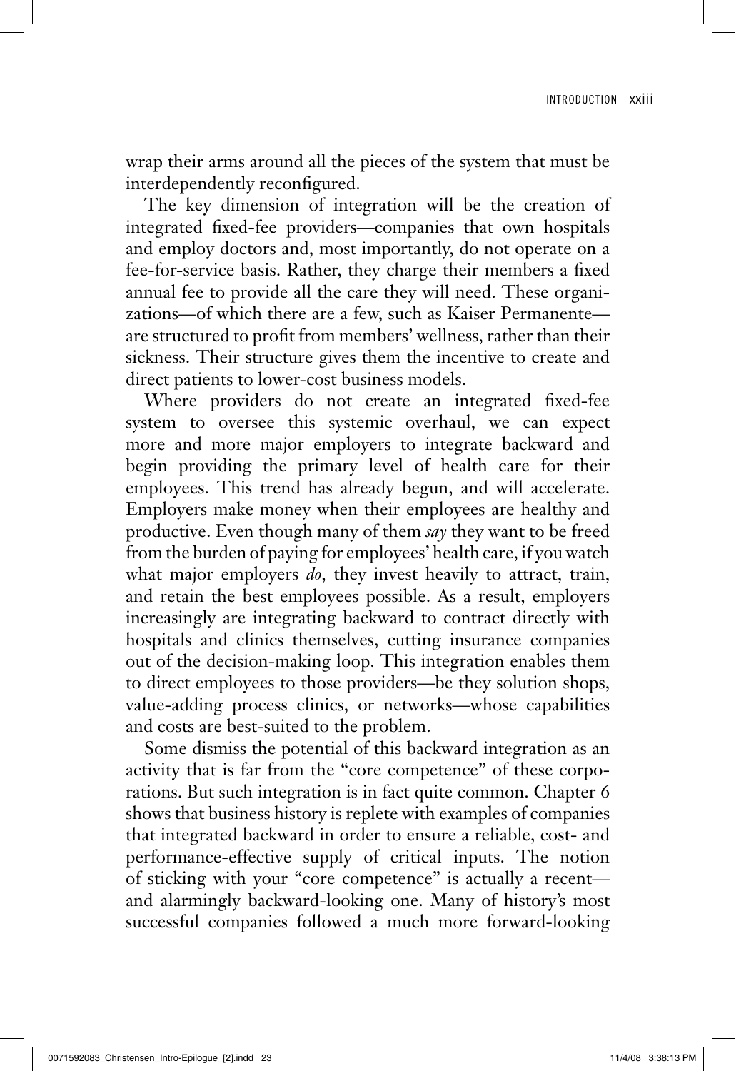wrap their arms around all the pieces of the system that must be interdependently reconfigured.

The key dimension of integration will be the creation of integrated fixed-fee providers—companies that own hospitals and employ doctors and, most importantly, do not operate on a fee-for-service basis. Rather, they charge their members a fixed annual fee to provide all the care they will need. These organizations—of which there are a few, such as Kaiser Permanente—are structured to profit from members' wellness, rather than their sickness. Their structure gives them the incentive to create and direct patients to lower-cost business models.

Where providers do not create an integrated fixed-fee system to oversee this systemic overhaul, we can expect more and more major employers to integrate backward and begin providing the primary level of health care for their employees. This trend has already begun, and will accelerate. Employers make money when their employees are healthy and productive. Even though many of them *say* they want to be freed from the burden of paying for employees' health care, if you watch what major employers *do*, they invest heavily to attract, train, and retain the best employees possible. As a result, employers increasingly are integrating backward to contract directly with hospitals and clinics themselves, cutting insurance companies out of the decision-making loop. This integration enables them to direct employees to those providers—be they solution shops, value-adding process clinics, or networks—whose capabilities and costs are best-suited to the problem.

Some dismiss the potential of this backward integration as an activity that is far from the "core competence" of these corporations. But such integration is in fact quite common. Chapter 6 shows that business history is replete with examples of companies that integrated backward in order to ensure a reliable, cost- and performance-effective supply of critical inputs. The notion of sticking with your "core competence" is actually a recent—and alarmingly backward-looking one. Many of history's most successful companies followed a much more forward-looking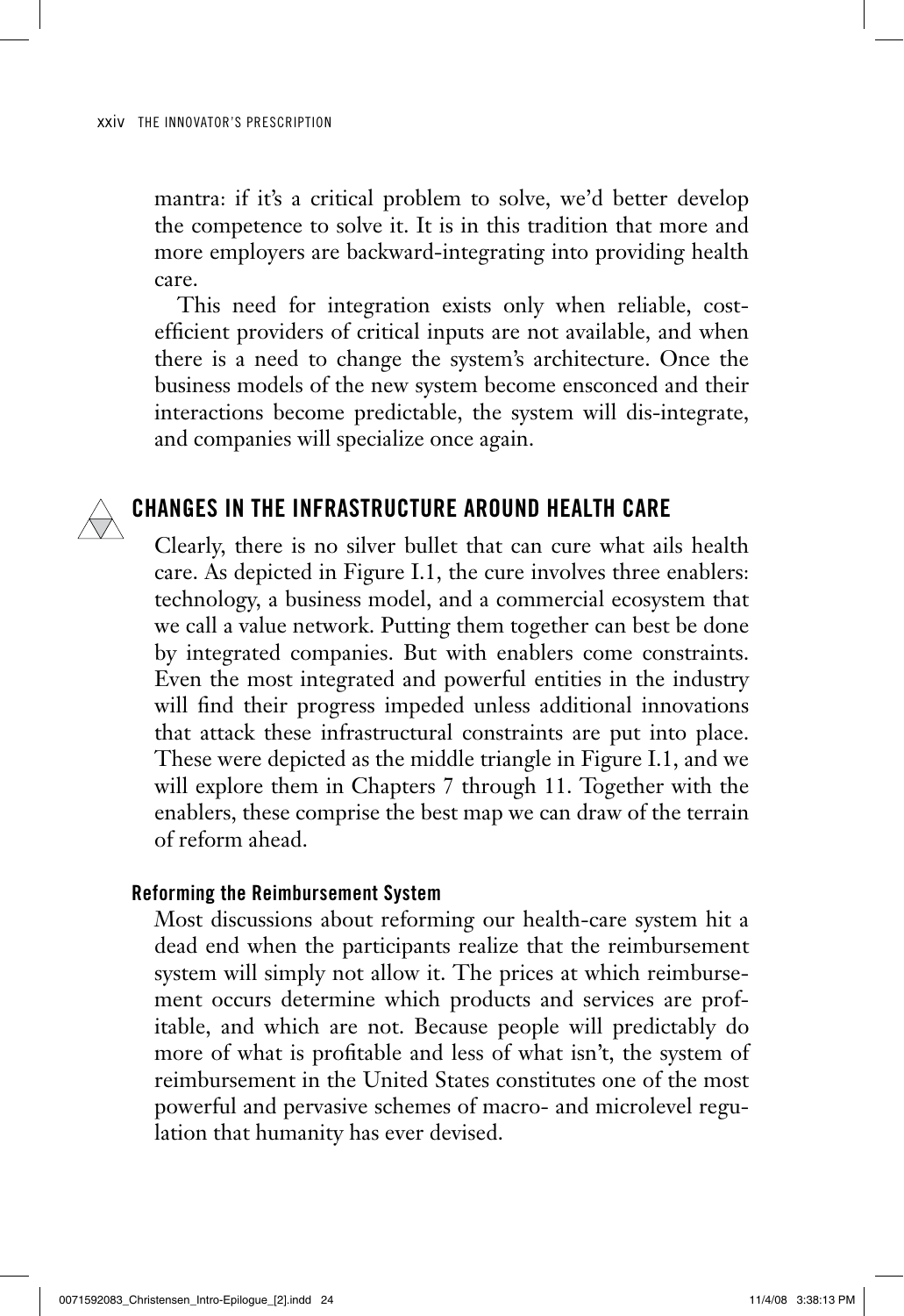mantra: if it's a critical problem to solve, we'd better develop the competence to solve it. It is in this tradition that more and more employers are backward-integrating into providing health care.

This need for integration exists only when reliable, cost-efficient providers of critical inputs are not available, and when there is a need to change the system's architecture. Once the business models of the new system become ensconced and their interactions become predictable, the system will dis-integrate, and companies will specialize once again.

## CHANGES IN THE INFRASTRUCTURE AROUND HEALTH CARE

Clearly, there is no silver bullet that can cure what ails health care. As depicted in Figure I.1, the cure involves three enablers: technology, a business model, and a commercial ecosystem that we call a value network. Putting them together can best be done by integrated companies. But with enablers come constraints. Even the most integrated and powerful entities in the industry will find their progress impeded unless additional innovations that attack these infrastructural constraints are put into place. These were depicted as the middle triangle in Figure I.1, and we will explore them in Chapters 7 through 11. Together with the enablers, these comprise the best map we can draw of the terrain of reform ahead.

### Reforming the Reimbursement System

Most discussions about reforming our health-care system hit a dead end when the participants realize that the reimbursement system will simply not allow it. The prices at which reimbursement occurs determine which products and services are profitable, and which are not. Because people will predictably do more of what is profitable and less of what isn't, the system of reimbursement in the United States constitutes one of the most powerful and pervasive schemes of macro- and microlevel regulation that humanity has ever devised.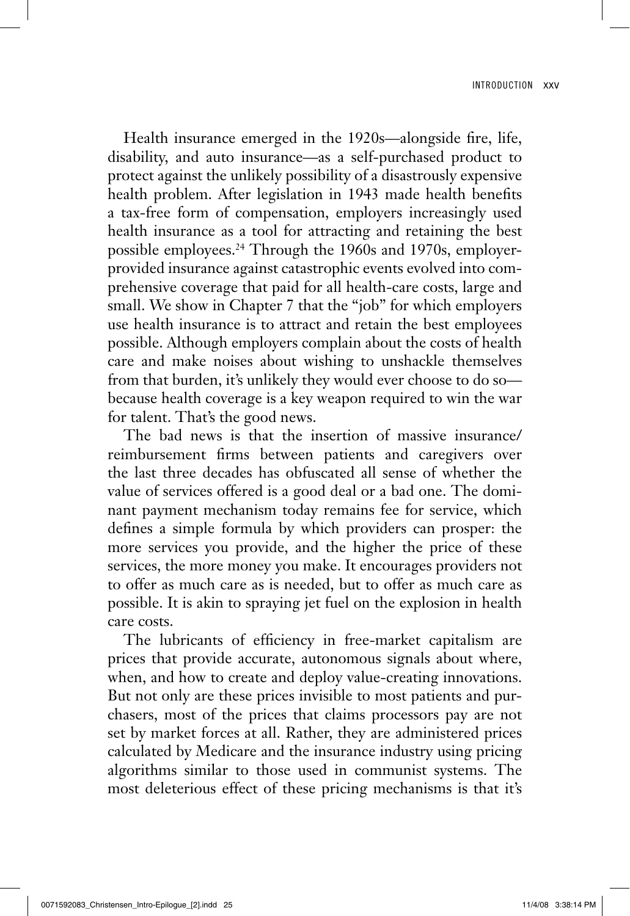Health insurance emerged in the 1920s—alongside fire, life, disability, and auto insurance—as a self-purchased product to protect against the unlikely possibility of a disastrously expensive health problem. After legislation in 1943 made health benefits a tax-free form of compensation, employers increasingly used health insurance as a tool for attracting and retaining the best possible employees.[24] Through the 1960s and 1970s, employer-provided insurance against catastrophic events evolved into comprehensive coverage that paid for all health-care costs, large and small. We show in Chapter 7 that the "job" for which employers use health insurance is to attract and retain the best employees possible. Although employers complain about the costs of health care and make noises about wishing to unshackle themselves from that burden, it's unlikely they would ever choose to do so—because health coverage is a key weapon required to win the war for talent. That's the good news.

The bad news is that the insertion of massive insurance/reimbursement firms between patients and caregivers over the last three decades has obfuscated all sense of whether the value of services offered is a good deal or a bad one. The dominant payment mechanism today remains fee for service, which defines a simple formula by which providers can prosper: the more services you provide, and the higher the price of these services, the more money you make. It encourages providers not to offer as much care as is needed, but to offer as much care as possible. It is akin to spraying jet fuel on the explosion in health care costs.

The lubricants of efficiency in free-market capitalism are prices that provide accurate, autonomous signals about where, when, and how to create and deploy value-creating innovations. But not only are these prices invisible to most patients and purchasers, most of the prices that claims processors pay are not set by market forces at all. Rather, they are administered prices calculated by Medicare and the insurance industry using pricing algorithms similar to those used in communist systems. The most deleterious effect of these pricing mechanisms is that it's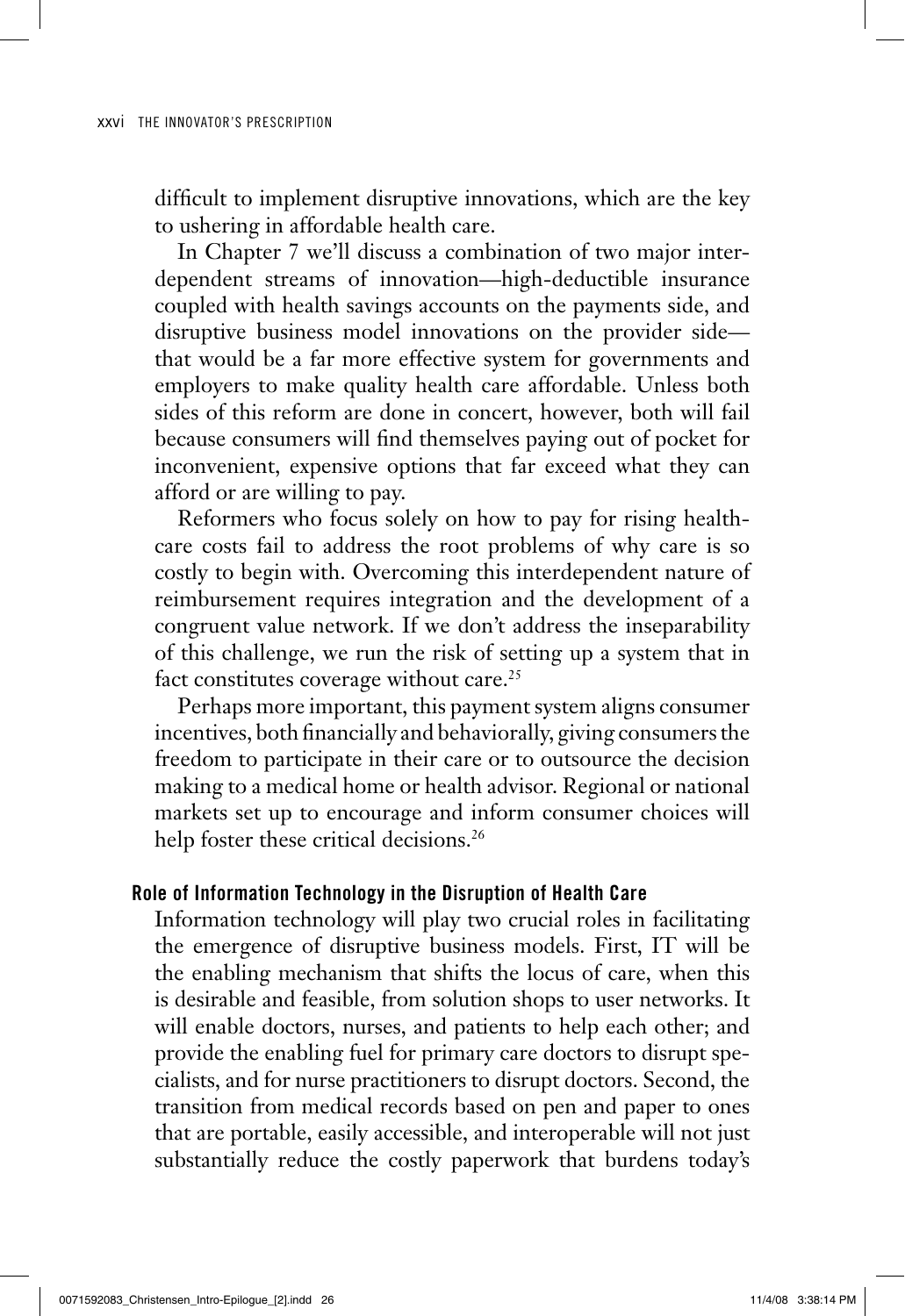difficult to implement disruptive innovations, which are the key to ushering in affordable health care.

In Chapter 7 we'll discuss a combination of two major interdependent streams of innovation—high-deductible insurance coupled with health savings accounts on the payments side, and disruptive business model innovations on the provider side—that would be a far more effective system for governments and employers to make quality health care affordable. Unless both sides of this reform are done in concert, however, both will fail because consumers will find themselves paying out of pocket for inconvenient, expensive options that far exceed what they can afford or are willing to pay.

Reformers who focus solely on how to pay for rising health-care costs fail to address the root problems of why care is so costly to begin with. Overcoming this interdependent nature of reimbursement requires integration and the development of a congruent value network. If we don't address the inseparability of this challenge, we run the risk of setting up a system that in fact constitutes coverage without care.[25]

Perhaps more important, this payment system aligns consumer incentives, both financially and behaviorally, giving consumers the freedom to participate in their care or to outsource the decision making to a medical home or health advisor. Regional or national markets set up to encourage and inform consumer choices will help foster these critical decisions.[26]

#### Role of Information Technology in the Disruption of Health Care

Information technology will play two crucial roles in facilitating the emergence of disruptive business models. First, IT will be the enabling mechanism that shifts the locus of care, when this is desirable and feasible, from solution shops to user networks. It will enable doctors, nurses, and patients to help each other; and provide the enabling fuel for primary care doctors to disrupt specialists, and for nurse practitioners to disrupt doctors. Second, the transition from medical records based on pen and paper to ones that are portable, easily accessible, and interoperable will not just substantially reduce the costly paperwork that burdens today's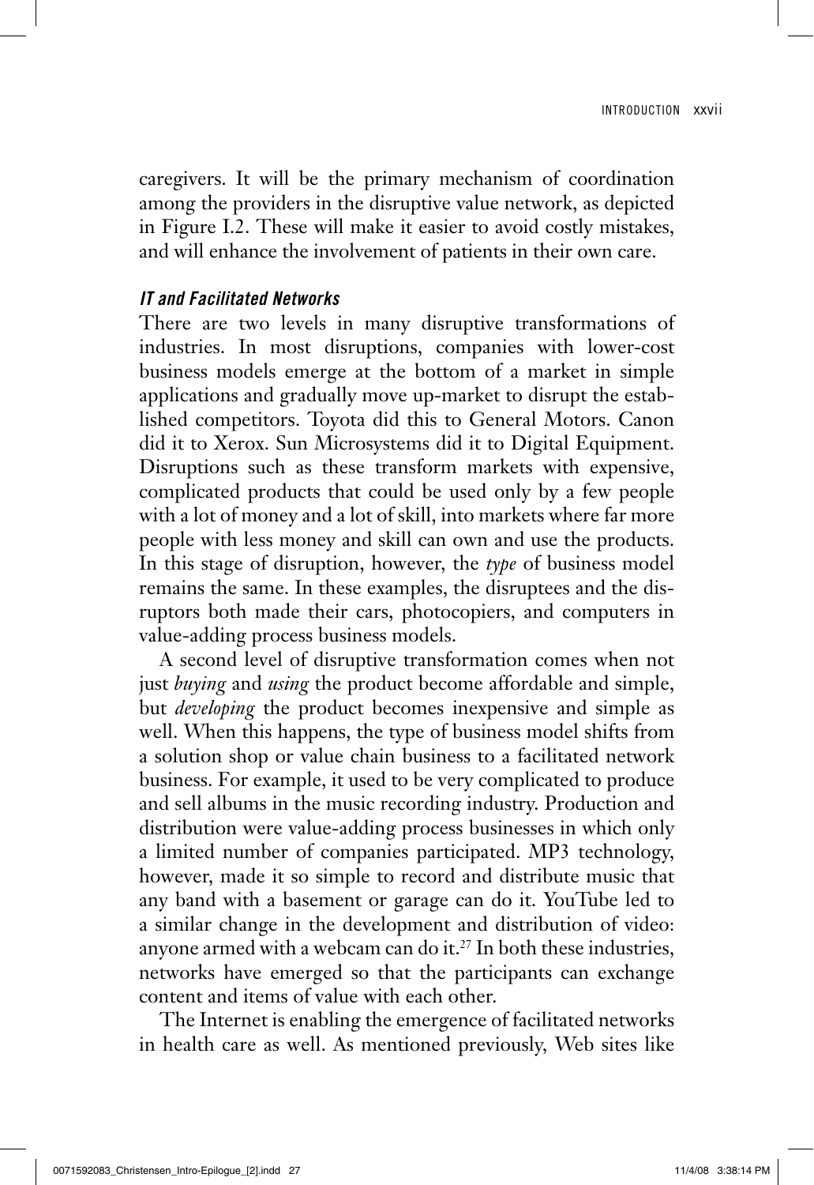caregivers. It will be the primary mechanism of coordination among the providers in the disruptive value network, as depicted in Figure I.2. These will make it easier to avoid costly mistakes, and will enhance the involvement of patients in their own care.

### *IT and Facilitated Networks*

There are two levels in many disruptive transformations of industries. In most disruptions, companies with lower-cost business models emerge at the bottom of a market in simple applications and gradually move up-market to disrupt the established competitors. Toyota did this to General Motors. Canon did it to Xerox. Sun Microsystems did it to Digital Equipment. Disruptions such as these transform markets with expensive, complicated products that could be used only by a few people with a lot of money and a lot of skill, into markets where far more people with less money and skill can own and use the products. In this stage of disruption, however, the *type* of business model remains the same. In these examples, the disruptees and the disruptors both made their cars, photocopiers, and computers in value-adding process business models.

A second level of disruptive transformation comes when not just *buying* and *using* the product become affordable and simple, but *developing* the product becomes inexpensive and simple as well. When this happens, the type of business model shifts from a solution shop or value chain business to a facilitated network business. For example, it used to be very complicated to produce and sell albums in the music recording industry. Production and distribution were value-adding process businesses in which only a limited number of companies participated. MP3 technology, however, made it so simple to record and distribute music that any band with a basement or garage can do it. YouTube led to a similar change in the development and distribution of video: anyone armed with a webcam can do it.[27] In both these industries, networks have emerged so that the participants can exchange content and items of value with each other.

The Internet is enabling the emergence of facilitated networks in health care as well. As mentioned previously, Web sites like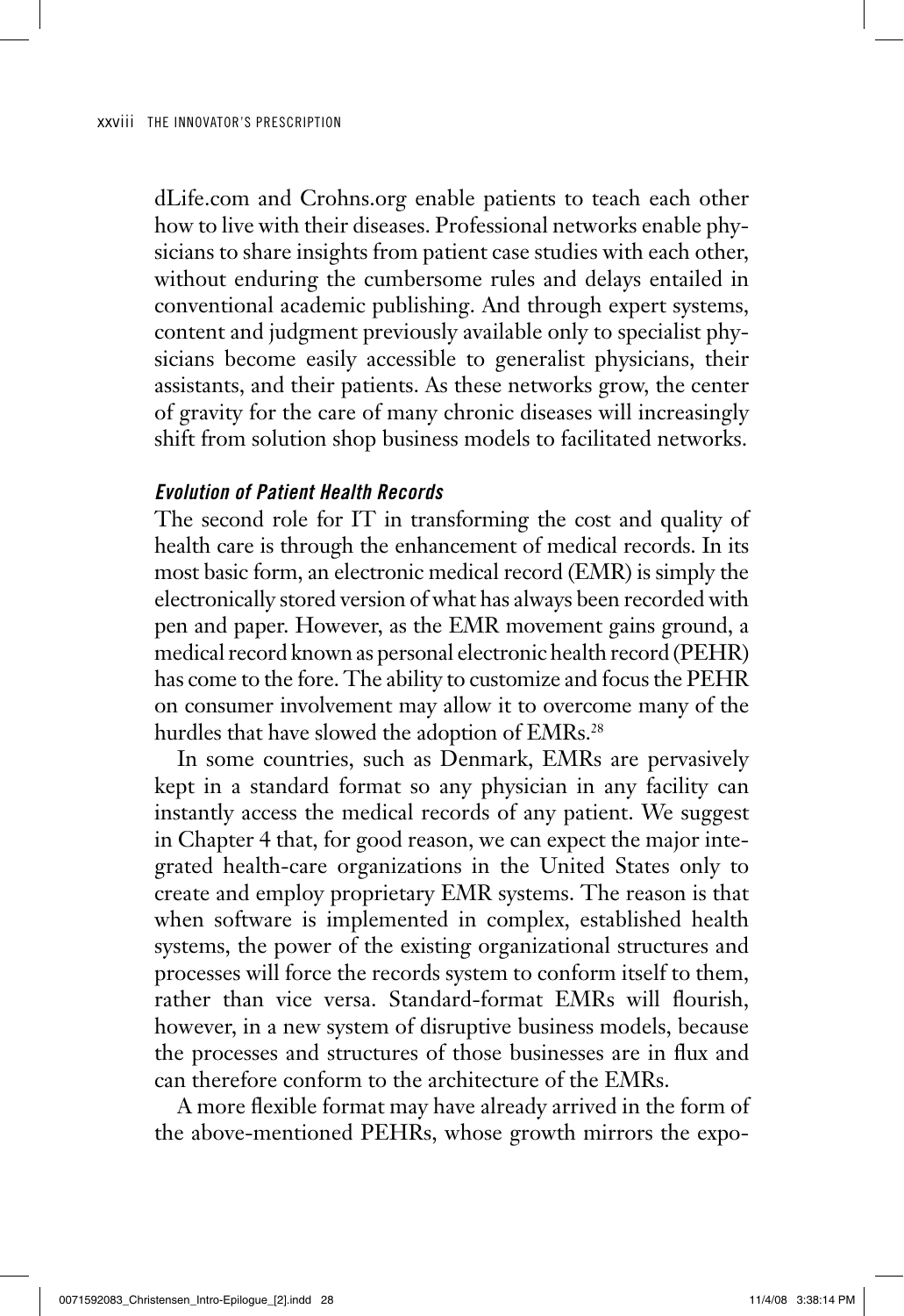dLife.com and Crohns.org enable patients to teach each other how to live with their diseases. Professional networks enable physicians to share insights from patient case studies with each other, without enduring the cumbersome rules and delays entailed in conventional academic publishing. And through expert systems, content and judgment previously available only to specialist physicians become easily accessible to generalist physicians, their assistants, and their patients. As these networks grow, the center of gravity for the care of many chronic diseases will increasingly shift from solution shop business models to facilitated networks.

### *Evolution of Patient Health Records*

The second role for IT in transforming the cost and quality of health care is through the enhancement of medical records. In its most basic form, an electronic medical record (EMR) is simply the electronically stored version of what has always been recorded with pen and paper. However, as the EMR movement gains ground, a medical record known as personal electronic health record (PEHR) has come to the fore. The ability to customize and focus the PEHR on consumer involvement may allow it to overcome many of the hurdles that have slowed the adoption of EMRs.[28]

In some countries, such as Denmark, EMRs are pervasively kept in a standard format so any physician in any facility can instantly access the medical records of any patient. We suggest in Chapter 4 that, for good reason, we can expect the major integrated health-care organizations in the United States only to create and employ proprietary EMR systems. The reason is that when software is implemented in complex, established health systems, the power of the existing organizational structures and processes will force the records system to conform itself to them, rather than vice versa. Standard-format EMRs will flourish, however, in a new system of disruptive business models, because the processes and structures of those businesses are in flux and can therefore conform to the architecture of the EMRs.

A more flexible format may have already arrived in the form of the above-mentioned PEHRs, whose growth mirrors the expo-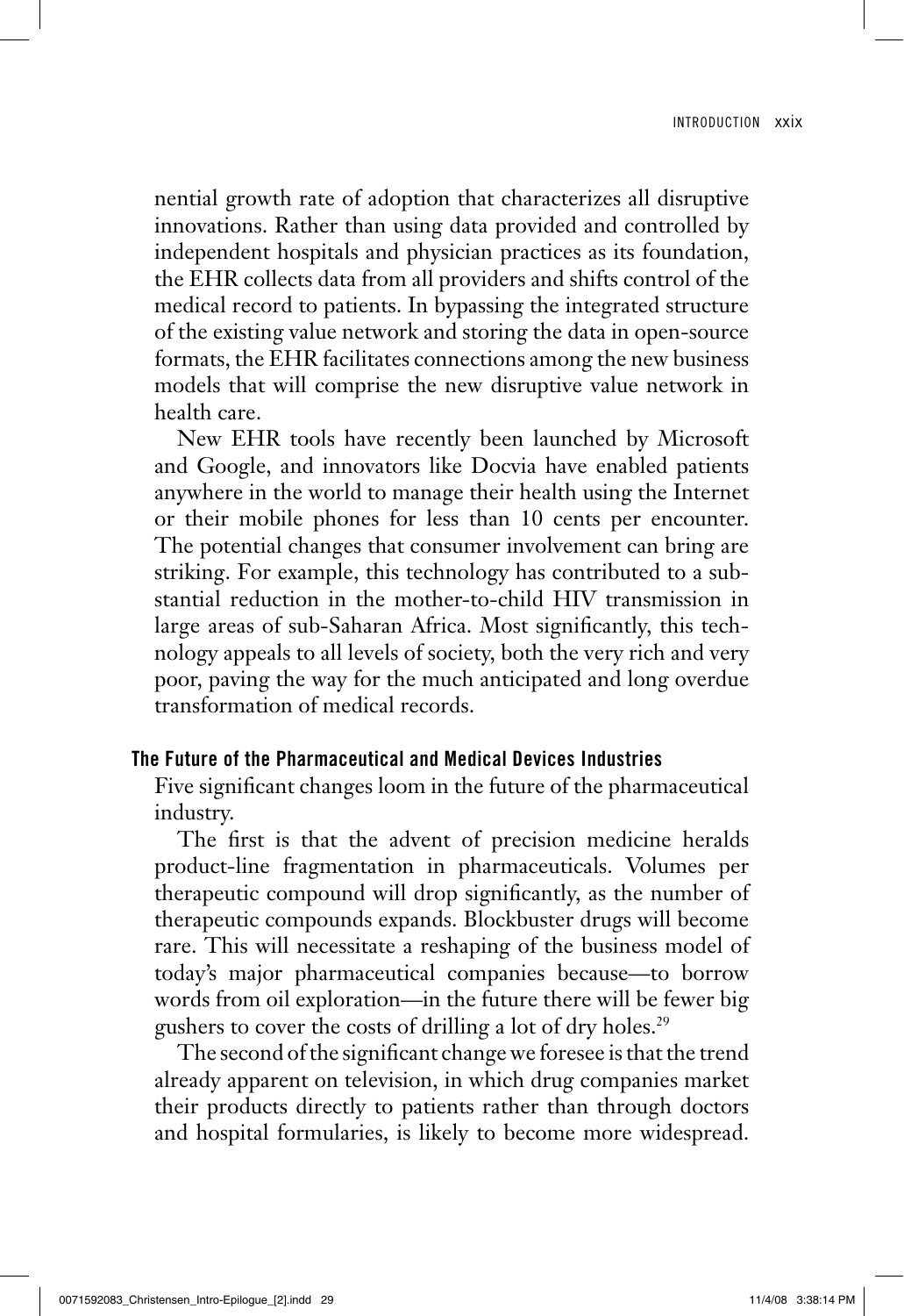nential growth rate of adoption that characterizes all disruptive innovations. Rather than using data provided and controlled by independent hospitals and physician practices as its foundation, the EHR collects data from all providers and shifts control of the medical record to patients. In bypassing the integrated structure of the existing value network and storing the data in open-source formats, the EHR facilitates connections among the new business models that will comprise the new disruptive value network in health care.

New EHR tools have recently been launched by Microsoft and Google, and innovators like Docvia have enabled patients anywhere in the world to manage their health using the Internet or their mobile phones for less than 10 cents per encounter. The potential changes that consumer involvement can bring are striking. For example, this technology has contributed to a substantial reduction in the mother-to-child HIV transmission in large areas of sub-Saharan Africa. Most significantly, this technology appeals to all levels of society, both the very rich and very poor, paving the way for the much anticipated and long overdue transformation of medical records.

### The Future of the Pharmaceutical and Medical Devices Industries

Five significant changes loom in the future of the pharmaceutical industry.

The first is that the advent of precision medicine heralds product-line fragmentation in pharmaceuticals. Volumes per therapeutic compound will drop significantly, as the number of therapeutic compounds expands. Blockbuster drugs will become rare. This will necessitate a reshaping of the business model of today's major pharmaceutical companies because—to borrow words from oil exploration—in the future there will be fewer big gushers to cover the costs of drilling a lot of dry holes.[29]

The second of the significant change we foresee is that the trend already apparent on television, in which drug companies market their products directly to patients rather than through doctors and hospital formularies, is likely to become more widespread.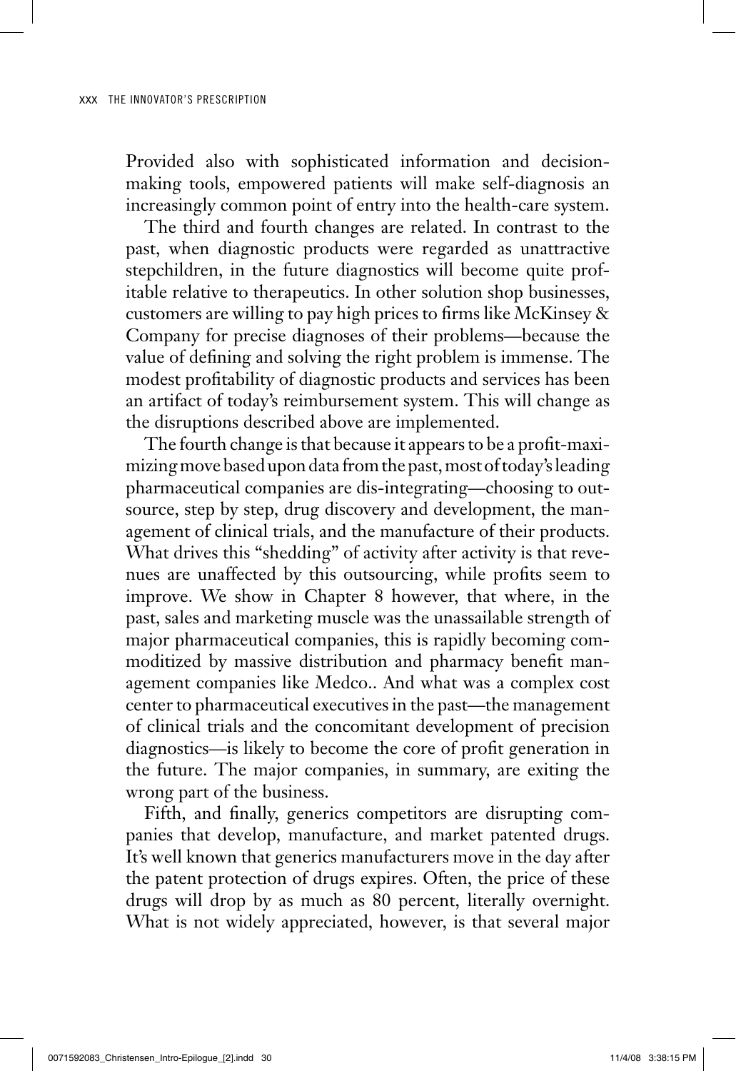Provided also with sophisticated information and decision-making tools, empowered patients will make self-diagnosis an increasingly common point of entry into the health-care system.

The third and fourth changes are related. In contrast to the past, when diagnostic products were regarded as unattractive stepchildren, in the future diagnostics will become quite profitable relative to therapeutics. In other solution shop businesses, customers are willing to pay high prices to firms like McKinsey & Company for precise diagnoses of their problems—because the value of defining and solving the right problem is immense. The modest profitability of diagnostic products and services has been an artifact of today's reimbursement system. This will change as the disruptions described above are implemented.

The fourth change is that because it appears to be a profit-maximizing move based upon data from the past, most of today's leading pharmaceutical companies are dis-integrating—choosing to outsource, step by step, drug discovery and development, the management of clinical trials, and the manufacture of their products. What drives this "shedding" of activity after activity is that revenues are unaffected by this outsourcing, while profits seem to improve. We show in Chapter 8 however, that where, in the past, sales and marketing muscle was the unassailable strength of major pharmaceutical companies, this is rapidly becoming commoditized by massive distribution and pharmacy benefit management companies like Medco.. And what was a complex cost center to pharmaceutical executives in the past—the management of clinical trials and the concomitant development of precision diagnostics—is likely to become the core of profit generation in the future. The major companies, in summary, are exiting the wrong part of the business.

Fifth, and finally, generics competitors are disrupting companies that develop, manufacture, and market patented drugs. It's well known that generics manufacturers move in the day after the patent protection of drugs expires. Often, the price of these drugs will drop by as much as 80 percent, literally overnight. What is not widely appreciated, however, is that several major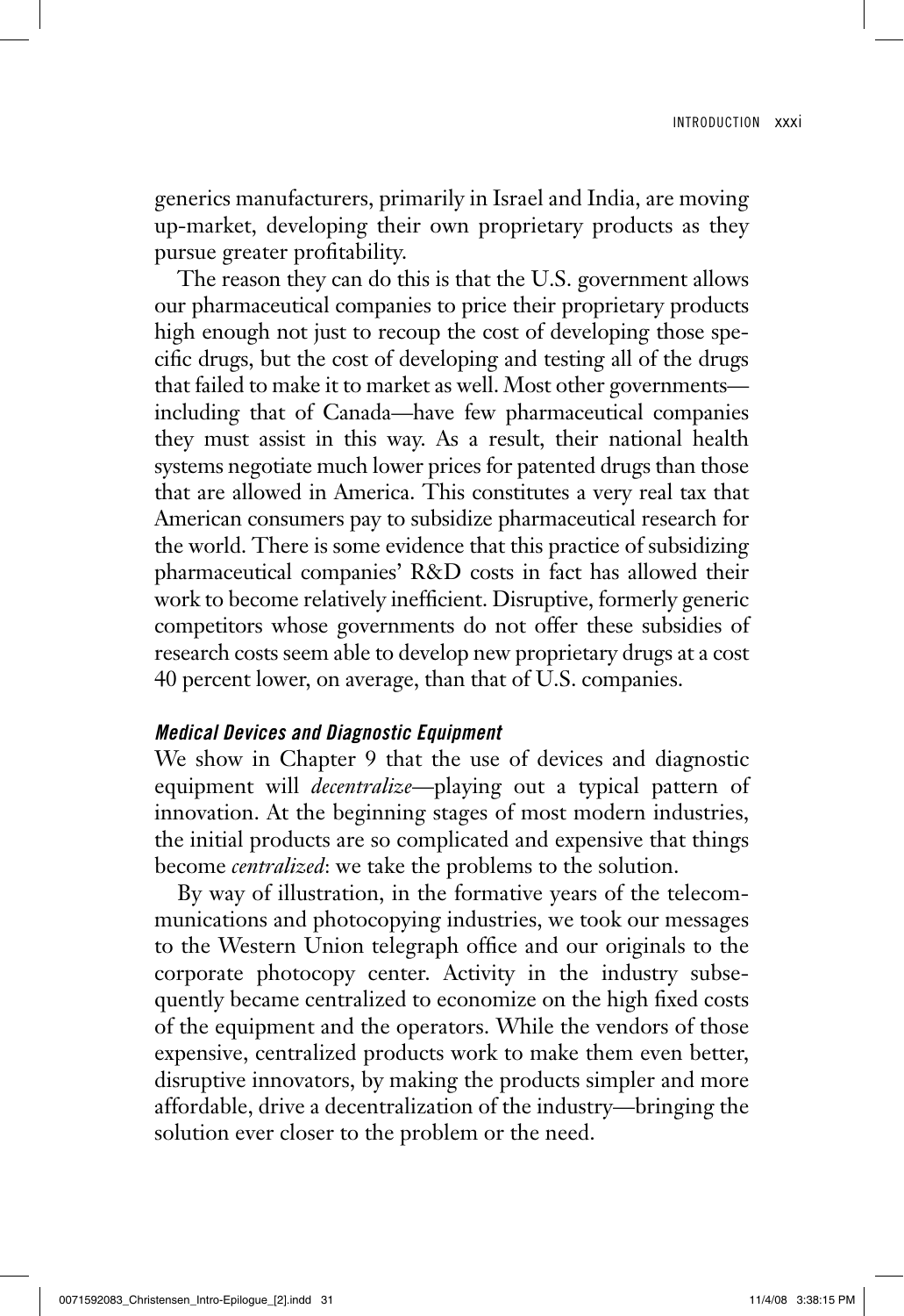generics manufacturers, primarily in Israel and India, are moving up-market, developing their own proprietary products as they pursue greater profitability.

The reason they can do this is that the U.S. government allows our pharmaceutical companies to price their proprietary products high enough not just to recoup the cost of developing those specific drugs, but the cost of developing and testing all of the drugs that failed to make it to market as well. Most other governments—including that of Canada—have few pharmaceutical companies they must assist in this way. As a result, their national health systems negotiate much lower prices for patented drugs than those that are allowed in America. This constitutes a very real tax that American consumers pay to subsidize pharmaceutical research for the world. There is some evidence that this practice of subsidizing pharmaceutical companies' R&D costs in fact has allowed their work to become relatively inefficient. Disruptive, formerly generic competitors whose governments do not offer these subsidies of research costs seem able to develop new proprietary drugs at a cost 40 percent lower, on average, than that of U.S. companies.

### *Medical Devices and Diagnostic Equipment*

We show in Chapter 9 that the use of devices and diagnostic equipment will *decentralize*—playing out a typical pattern of innovation. At the beginning stages of most modern industries, the initial products are so complicated and expensive that things become *centralized*: we take the problems to the solution.

By way of illustration, in the formative years of the telecommunications and photocopying industries, we took our messages to the Western Union telegraph office and our originals to the corporate photocopy center. Activity in the industry subsequently became centralized to economize on the high fixed costs of the equipment and the operators. While the vendors of those expensive, centralized products work to make them even better, disruptive innovators, by making the products simpler and more affordable, drive a decentralization of the industry—bringing the solution ever closer to the problem or the need.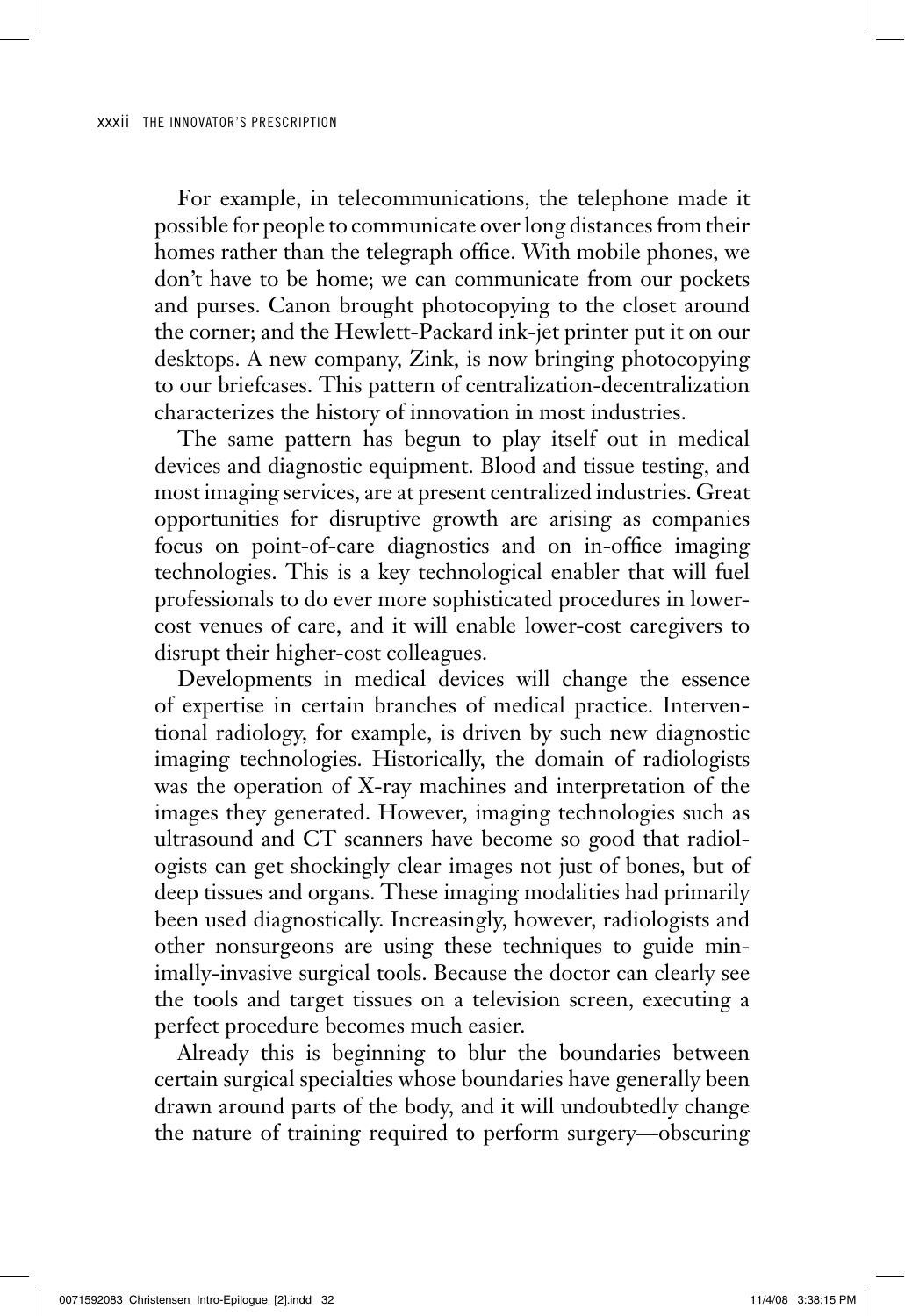For example, in telecommunications, the telephone made it possible for people to communicate over long distances from their homes rather than the telegraph office. With mobile phones, we don't have to be home; we can communicate from our pockets and purses. Canon brought photocopying to the closet around the corner; and the Hewlett-Packard ink-jet printer put it on our desktops. A new company, Zink, is now bringing photocopying to our briefcases. This pattern of centralization-decentralization characterizes the history of innovation in most industries.

The same pattern has begun to play itself out in medical devices and diagnostic equipment. Blood and tissue testing, and most imaging services, are at present centralized industries. Great opportunities for disruptive growth are arising as companies focus on point-of-care diagnostics and on in-office imaging technologies. This is a key technological enabler that will fuel professionals to do ever more sophisticated procedures in lower-cost venues of care, and it will enable lower-cost caregivers to disrupt their higher-cost colleagues.

Developments in medical devices will change the essence of expertise in certain branches of medical practice. Interventional radiology, for example, is driven by such new diagnostic imaging technologies. Historically, the domain of radiologists was the operation of X-ray machines and interpretation of the images they generated. However, imaging technologies such as ultrasound and CT scanners have become so good that radiologists can get shockingly clear images not just of bones, but of deep tissues and organs. These imaging modalities had primarily been used diagnostically. Increasingly, however, radiologists and other nonsurgeons are using these techniques to guide minimally-invasive surgical tools. Because the doctor can clearly see the tools and target tissues on a television screen, executing a perfect procedure becomes much easier.

Already this is beginning to blur the boundaries between certain surgical specialties whose boundaries have generally been drawn around parts of the body, and it will undoubtedly change the nature of training required to perform surgery—obscuring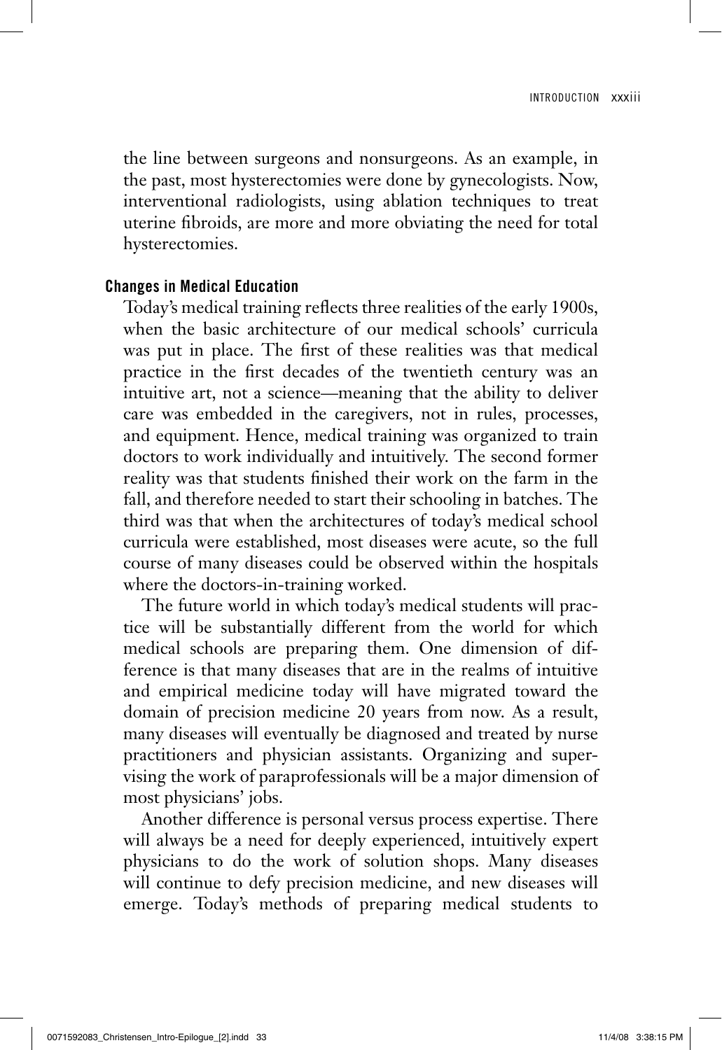the line between surgeons and nonsurgeons. As an example, in the past, most hysterectomies were done by gynecologists. Now, interventional radiologists, using ablation techniques to treat uterine fibroids, are more and more obviating the need for total hysterectomies.

### Changes in Medical Education

Today's medical training reflects three realities of the early 1900s, when the basic architecture of our medical schools' curricula was put in place. The first of these realities was that medical practice in the first decades of the twentieth century was an intuitive art, not a science—meaning that the ability to deliver care was embedded in the caregivers, not in rules, processes, and equipment. Hence, medical training was organized to train doctors to work individually and intuitively. The second former reality was that students finished their work on the farm in the fall, and therefore needed to start their schooling in batches. The third was that when the architectures of today's medical school curricula were established, most diseases were acute, so the full course of many diseases could be observed within the hospitals where the doctors-in-training worked.

The future world in which today's medical students will practice will be substantially different from the world for which medical schools are preparing them. One dimension of difference is that many diseases that are in the realms of intuitive and empirical medicine today will have migrated toward the domain of precision medicine 20 years from now. As a result, many diseases will eventually be diagnosed and treated by nurse practitioners and physician assistants. Organizing and supervising the work of paraprofessionals will be a major dimension of most physicians' jobs.

Another difference is personal versus process expertise. There will always be a need for deeply experienced, intuitively expert physicians to do the work of solution shops. Many diseases will continue to defy precision medicine, and new diseases will emerge. Today's methods of preparing medical students to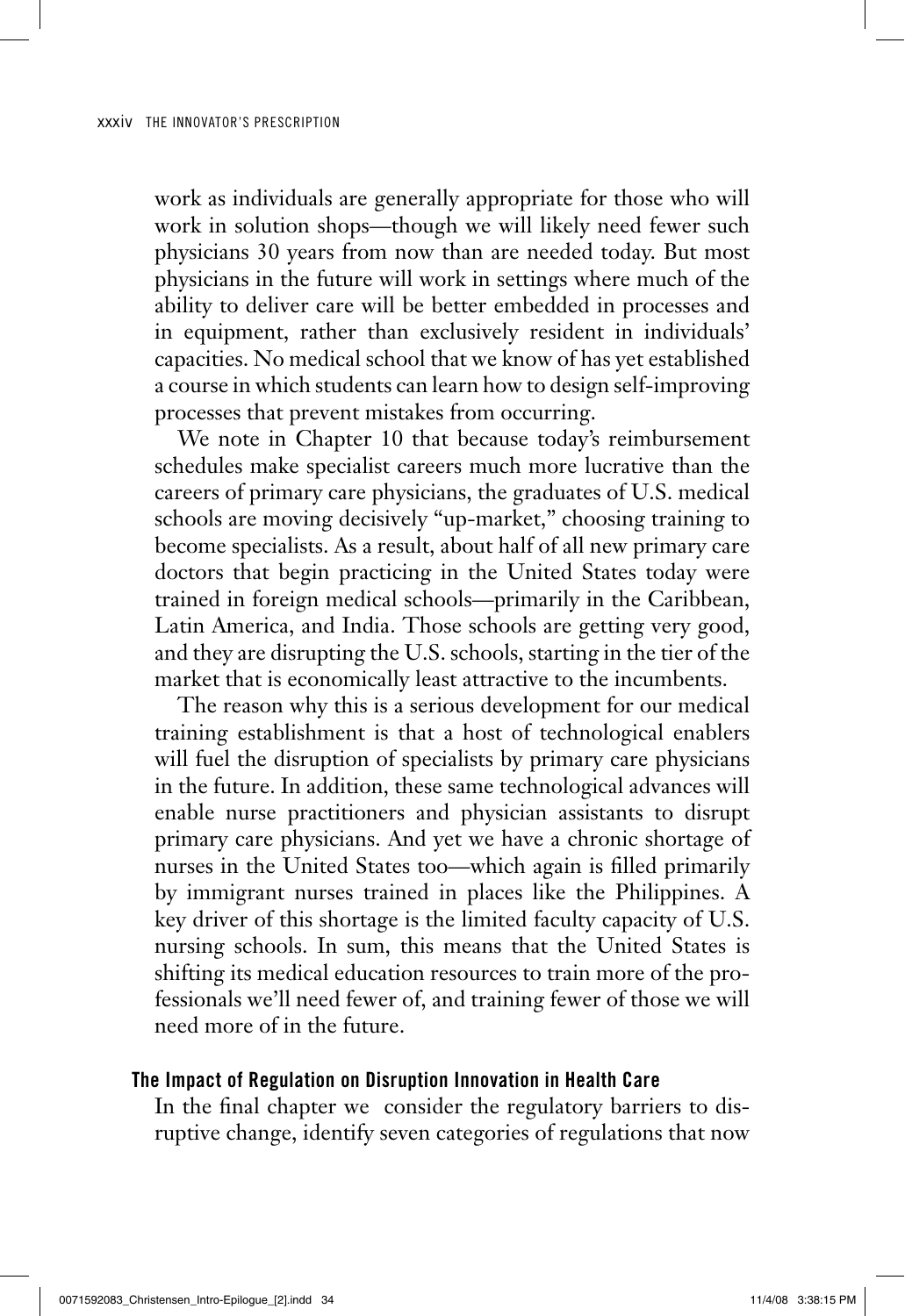work as individuals are generally appropriate for those who will work in solution shops—though we will likely need fewer such physicians 30 years from now than are needed today. But most physicians in the future will work in settings where much of the ability to deliver care will be better embedded in processes and in equipment, rather than exclusively resident in individuals' capacities. No medical school that we know of has yet established a course in which students can learn how to design self-improving processes that prevent mistakes from occurring.

We note in Chapter 10 that because today's reimbursement schedules make specialist careers much more lucrative than the careers of primary care physicians, the graduates of U.S. medical schools are moving decisively "up-market," choosing training to become specialists. As a result, about half of all new primary care doctors that begin practicing in the United States today were trained in foreign medical schools—primarily in the Caribbean, Latin America, and India. Those schools are getting very good, and they are disrupting the U.S. schools, starting in the tier of the market that is economically least attractive to the incumbents.

The reason why this is a serious development for our medical training establishment is that a host of technological enablers will fuel the disruption of specialists by primary care physicians in the future. In addition, these same technological advances will enable nurse practitioners and physician assistants to disrupt primary care physicians. And yet we have a chronic shortage of nurses in the United States too—which again is filled primarily by immigrant nurses trained in places like the Philippines. A key driver of this shortage is the limited faculty capacity of U.S. nursing schools. In sum, this means that the United States is shifting its medical education resources to train more of the professionals we'll need fewer of, and training fewer of those we will need more of in the future.

### The Impact of Regulation on Disruption Innovation in Health Care

In the final chapter we consider the regulatory barriers to disruptive change, identify seven categories of regulations that now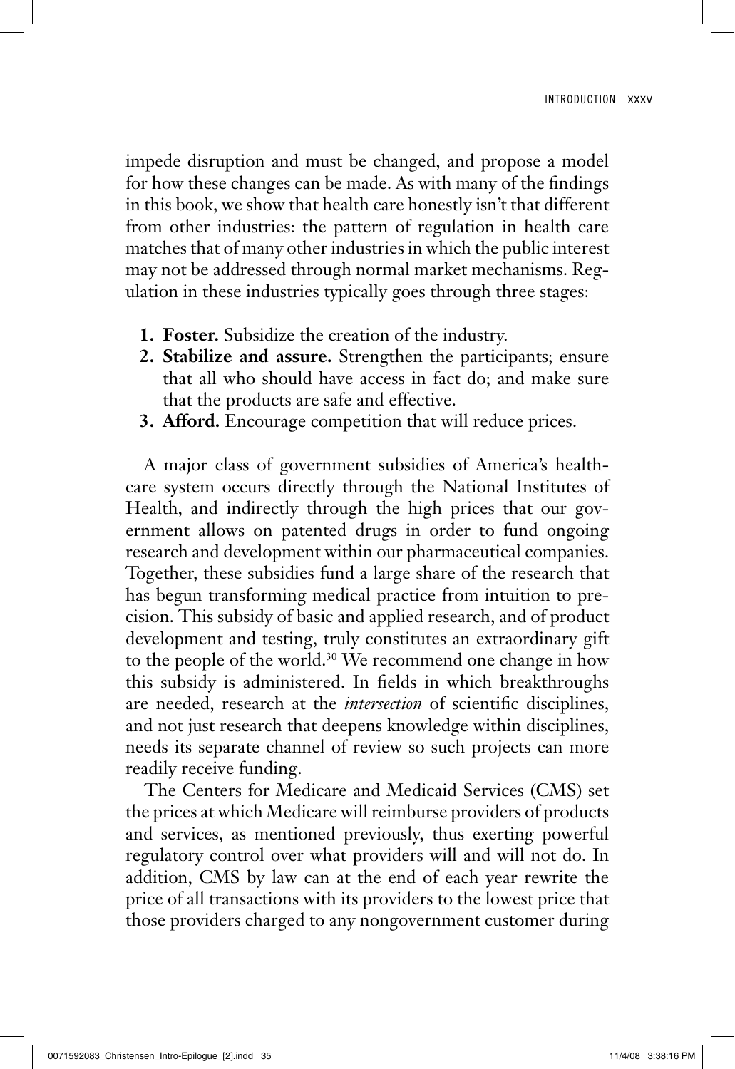impede disruption and must be changed, and propose a model for how these changes can be made. As with many of the findings in this book, we show that health care honestly isn't that different from other industries: the pattern of regulation in health care matches that of many other industries in which the public interest may not be addressed through normal market mechanisms. Regulation in these industries typically goes through three stages:

1. **Foster.** Subsidize the creation of the industry.
2. **Stabilize and assure.** Strengthen the participants; ensure that all who should have access in fact do; and make sure that the products are safe and effective.
3. **Afford.** Encourage competition that will reduce prices.

A major class of government subsidies of America's health-care system occurs directly through the National Institutes of Health, and indirectly through the high prices that our government allows on patented drugs in order to fund ongoing research and development within our pharmaceutical companies. Together, these subsidies fund a large share of the research that has begun transforming medical practice from intuition to precision. This subsidy of basic and applied research, and of product development and testing, truly constitutes an extraordinary gift to the people of the world.[30] We recommend one change in how this subsidy is administered. In fields in which breakthroughs are needed, research at the *intersection* of scientific disciplines, and not just research that deepens knowledge within disciplines, needs its separate channel of review so such projects can more readily receive funding.

The Centers for Medicare and Medicaid Services (CMS) set the prices at which Medicare will reimburse providers of products and services, as mentioned previously, thus exerting powerful regulatory control over what providers will and will not do. In addition, CMS by law can at the end of each year rewrite the price of all transactions with its providers to the lowest price that those providers charged to any nongovernment customer during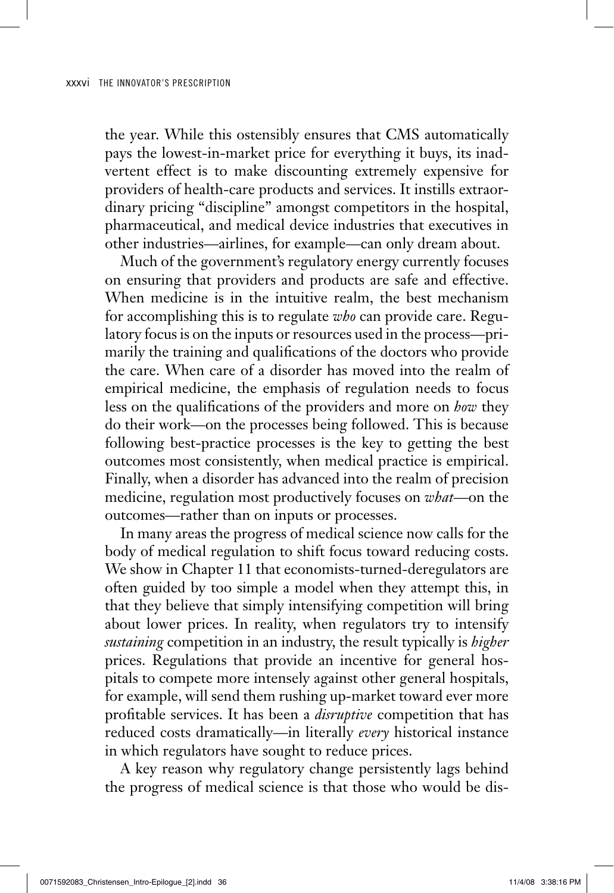the year. While this ostensibly ensures that CMS automatically pays the lowest-in-market price for everything it buys, its inadvertent effect is to make discounting extremely expensive for providers of health-care products and services. It instills extraordinary pricing "discipline" amongst competitors in the hospital, pharmaceutical, and medical device industries that executives in other industries—airlines, for example—can only dream about.

Much of the government's regulatory energy currently focuses on ensuring that providers and products are safe and effective. When medicine is in the intuitive realm, the best mechanism for accomplishing this is to regulate *who* can provide care. Regulatory focus is on the inputs or resources used in the process—primarily the training and qualifications of the doctors who provide the care. When care of a disorder has moved into the realm of empirical medicine, the emphasis of regulation needs to focus less on the qualifications of the providers and more on *how* they do their work—on the processes being followed. This is because following best-practice processes is the key to getting the best outcomes most consistently, when medical practice is empirical. Finally, when a disorder has advanced into the realm of precision medicine, regulation most productively focuses on *what*—on the outcomes—rather than on inputs or processes.

In many areas the progress of medical science now calls for the body of medical regulation to shift focus toward reducing costs. We show in Chapter 11 that economists-turned-deregulators are often guided by too simple a model when they attempt this, in that they believe that simply intensifying competition will bring about lower prices. In reality, when regulators try to intensify *sustaining* competition in an industry, the result typically is *higher* prices. Regulations that provide an incentive for general hospitals to compete more intensely against other general hospitals, for example, will send them rushing up-market toward ever more profitable services. It has been a *disruptive* competition that has reduced costs dramatically—in literally *every* historical instance in which regulators have sought to reduce prices.

A key reason why regulatory change persistently lags behind the progress of medical science is that those who would be dis-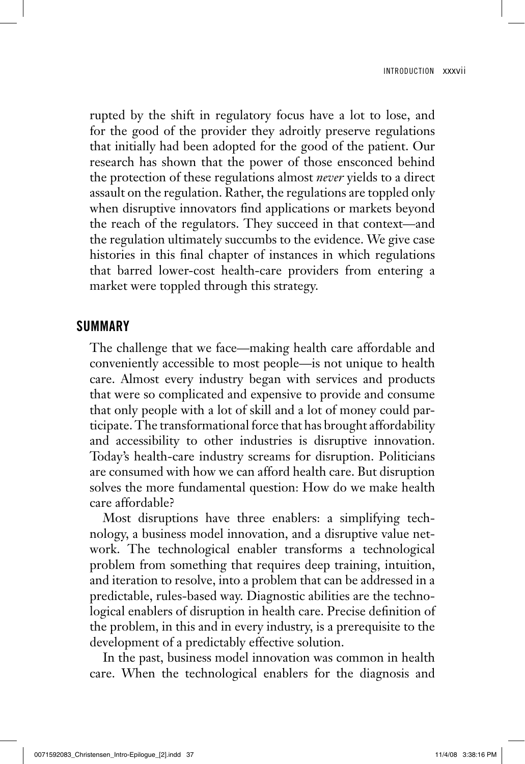rupted by the shift in regulatory focus have a lot to lose, and for the good of the provider they adroitly preserve regulations that initially had been adopted for the good of the patient. Our research has shown that the power of those ensconced behind the protection of these regulations almost *never* yields to a direct assault on the regulation. Rather, the regulations are toppled only when disruptive innovators find applications or markets beyond the reach of the regulators. They succeed in that context—and the regulation ultimately succumbs to the evidence. We give case histories in this final chapter of instances in which regulations that barred lower-cost health-care providers from entering a market were toppled through this strategy.

## SUMMARY

The challenge that we face—making health care affordable and conveniently accessible to most people—is not unique to health care. Almost every industry began with services and products that were so complicated and expensive to provide and consume that only people with a lot of skill and a lot of money could participate. The transformational force that has brought affordability and accessibility to other industries is disruptive innovation. Today's health-care industry screams for disruption. Politicians are consumed with how we can afford health care. But disruption solves the more fundamental question: How do we make health care affordable?

Most disruptions have three enablers: a simplifying technology, a business model innovation, and a disruptive value network. The technological enabler transforms a technological problem from something that requires deep training, intuition, and iteration to resolve, into a problem that can be addressed in a predictable, rules-based way. Diagnostic abilities are the technological enablers of disruption in health care. Precise definition of the problem, in this and in every industry, is a prerequisite to the development of a predictably effective solution.

In the past, business model innovation was common in health care. When the technological enablers for the diagnosis and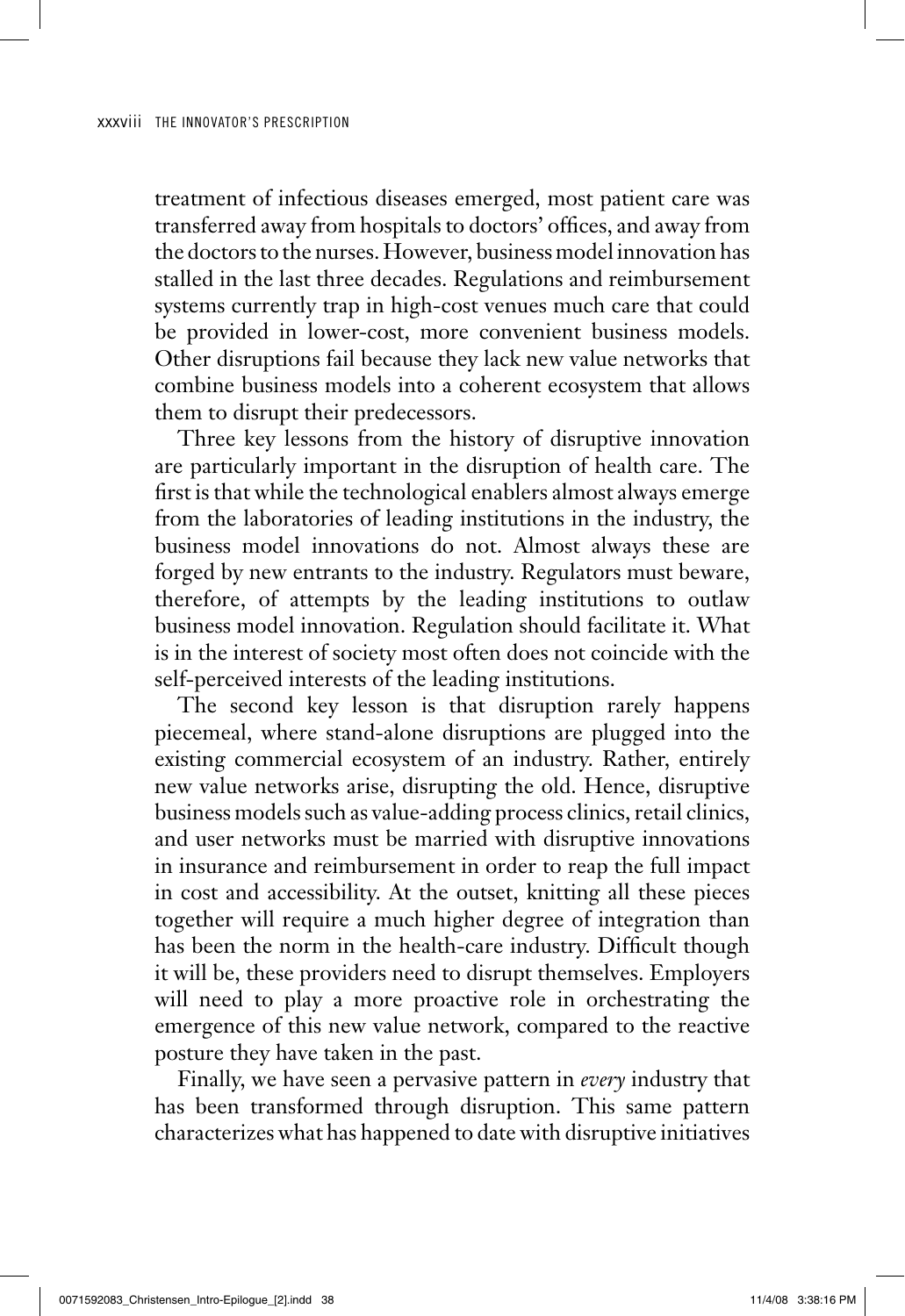treatment of infectious diseases emerged, most patient care was transferred away from hospitals to doctors' offices, and away from the doctors to the nurses. However, business model innovation has stalled in the last three decades. Regulations and reimbursement systems currently trap in high-cost venues much care that could be provided in lower-cost, more convenient business models. Other disruptions fail because they lack new value networks that combine business models into a coherent ecosystem that allows them to disrupt their predecessors.

Three key lessons from the history of disruptive innovation are particularly important in the disruption of health care. The first is that while the technological enablers almost always emerge from the laboratories of leading institutions in the industry, the business model innovations do not. Almost always these are forged by new entrants to the industry. Regulators must beware, therefore, of attempts by the leading institutions to outlaw business model innovation. Regulation should facilitate it. What is in the interest of society most often does not coincide with the self-perceived interests of the leading institutions.

The second key lesson is that disruption rarely happens piecemeal, where stand-alone disruptions are plugged into the existing commercial ecosystem of an industry. Rather, entirely new value networks arise, disrupting the old. Hence, disruptive business models such as value-adding process clinics, retail clinics, and user networks must be married with disruptive innovations in insurance and reimbursement in order to reap the full impact in cost and accessibility. At the outset, knitting all these pieces together will require a much higher degree of integration than has been the norm in the health-care industry. Difficult though it will be, these providers need to disrupt themselves. Employers will need to play a more proactive role in orchestrating the emergence of this new value network, compared to the reactive posture they have taken in the past.

Finally, we have seen a pervasive pattern in *every* industry that has been transformed through disruption. This same pattern characterizes what has happened to date with disruptive initiatives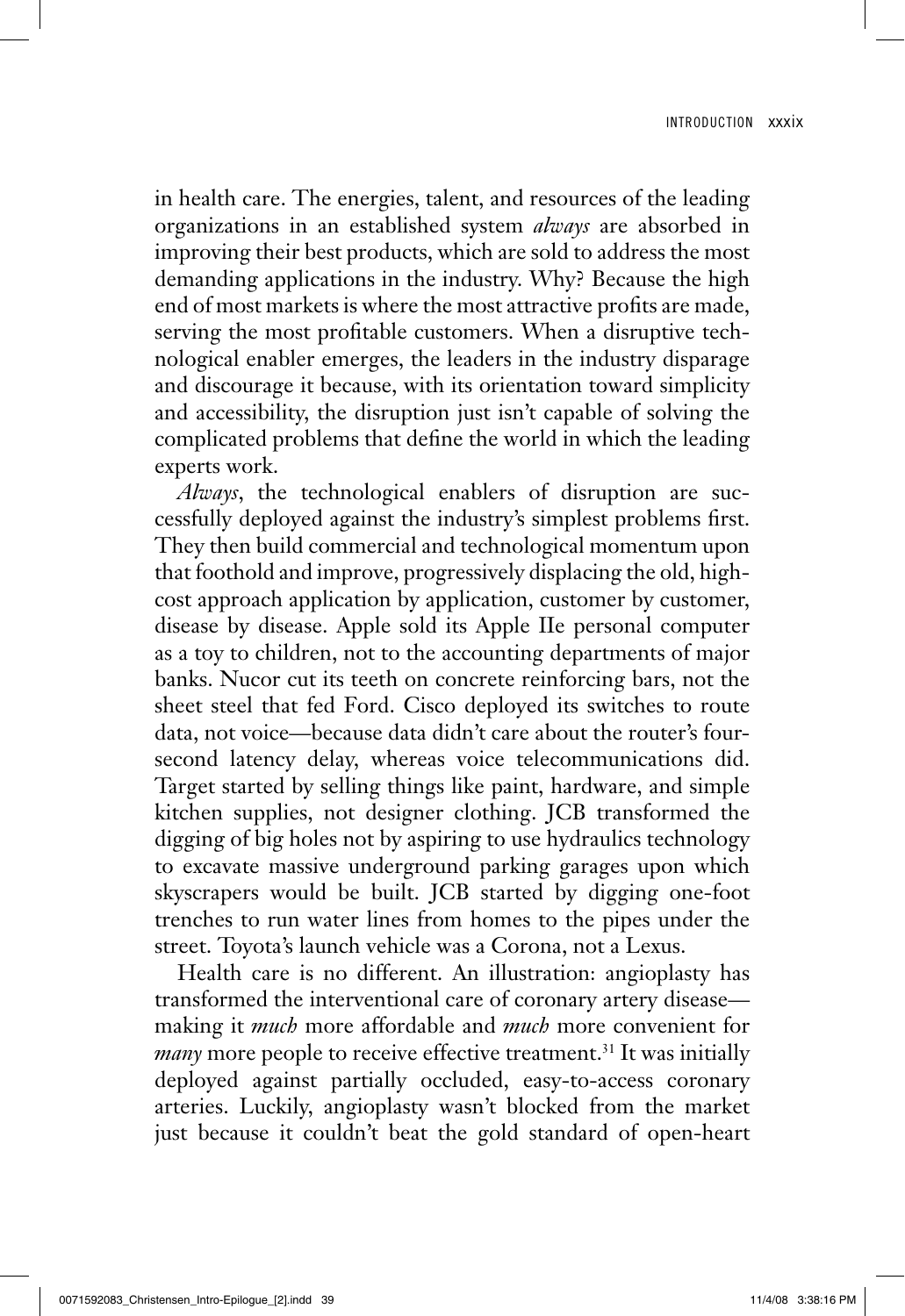in health care. The energies, talent, and resources of the leading organizations in an established system *always* are absorbed in improving their best products, which are sold to address the most demanding applications in the industry. Why? Because the high end of most markets is where the most attractive profits are made, serving the most profitable customers. When a disruptive technological enabler emerges, the leaders in the industry disparage and discourage it because, with its orientation toward simplicity and accessibility, the disruption just isn't capable of solving the complicated problems that define the world in which the leading experts work.

*Always*, the technological enablers of disruption are successfully deployed against the industry's simplest problems first. They then build commercial and technological momentum upon that foothold and improve, progressively displacing the old, high-cost approach application by application, customer by customer, disease by disease. Apple sold its Apple IIe personal computer as a toy to children, not to the accounting departments of major banks. Nucor cut its teeth on concrete reinforcing bars, not the sheet steel that fed Ford. Cisco deployed its switches to route data, not voice—because data didn't care about the router's four-second latency delay, whereas voice telecommunications did. Target started by selling things like paint, hardware, and simple kitchen supplies, not designer clothing. JCB transformed the digging of big holes not by aspiring to use hydraulics technology to excavate massive underground parking garages upon which skyscrapers would be built. JCB started by digging one-foot trenches to run water lines from homes to the pipes under the street. Toyota's launch vehicle was a Corona, not a Lexus.

Health care is no different. An illustration: angioplasty has transformed the interventional care of coronary artery disease—making it *much* more affordable and *much* more convenient for *many* more people to receive effective treatment.[31] It was initially deployed against partially occluded, easy-to-access coronary arteries. Luckily, angioplasty wasn't blocked from the market just because it couldn't beat the gold standard of open-heart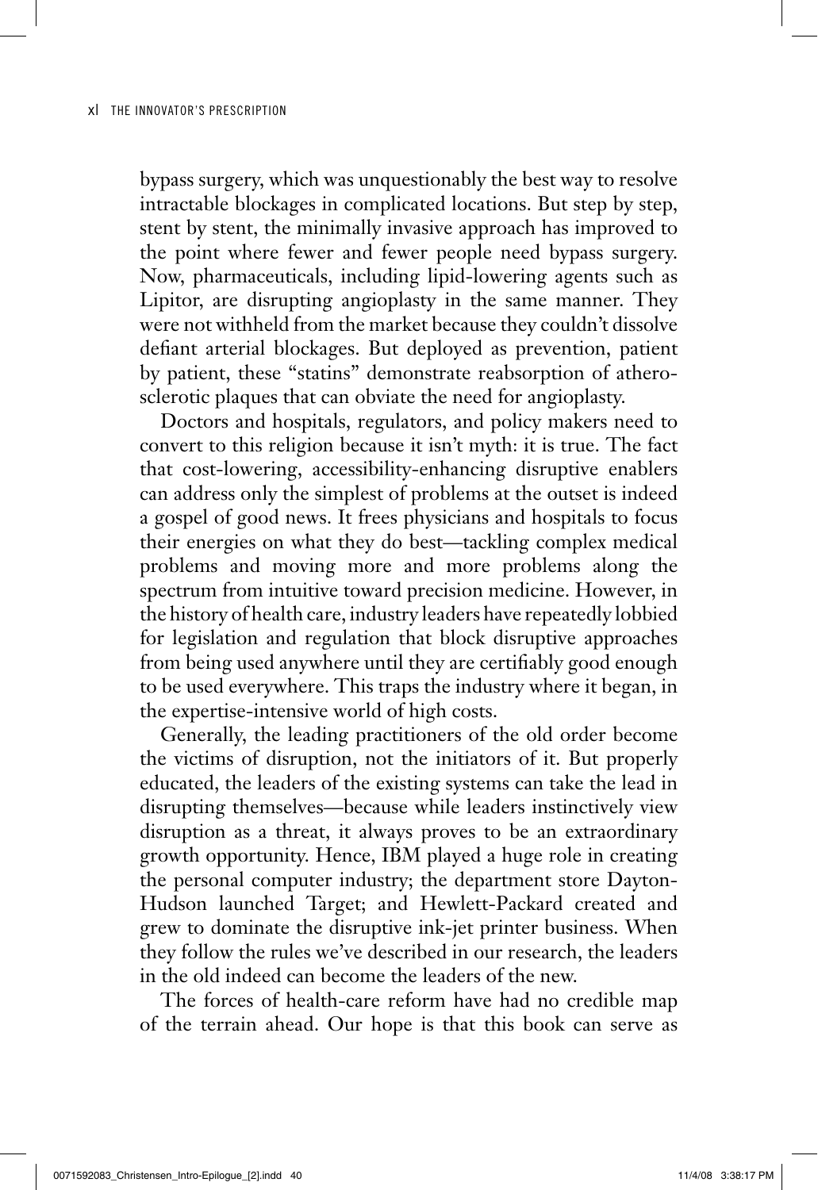bypass surgery, which was unquestionably the best way to resolve intractable blockages in complicated locations. But step by step, stent by stent, the minimally invasive approach has improved to the point where fewer and fewer people need bypass surgery. Now, pharmaceuticals, including lipid-lowering agents such as Lipitor, are disrupting angioplasty in the same manner. They were not withheld from the market because they couldn't dissolve defiant arterial blockages. But deployed as prevention, patient by patient, these "statins" demonstrate reabsorption of atherosclerotic plaques that can obviate the need for angioplasty.

Doctors and hospitals, regulators, and policy makers need to convert to this religion because it isn't myth: it is true. The fact that cost-lowering, accessibility-enhancing disruptive enablers can address only the simplest of problems at the outset is indeed a gospel of good news. It frees physicians and hospitals to focus their energies on what they do best—tackling complex medical problems and moving more and more problems along the spectrum from intuitive toward precision medicine. However, in the history of health care, industry leaders have repeatedly lobbied for legislation and regulation that block disruptive approaches from being used anywhere until they are certifiably good enough to be used everywhere. This traps the industry where it began, in the expertise-intensive world of high costs.

Generally, the leading practitioners of the old order become the victims of disruption, not the initiators of it. But properly educated, the leaders of the existing systems can take the lead in disrupting themselves—because while leaders instinctively view disruption as a threat, it always proves to be an extraordinary growth opportunity. Hence, IBM played a huge role in creating the personal computer industry; the department store Dayton-Hudson launched Target; and Hewlett-Packard created and grew to dominate the disruptive ink-jet printer business. When they follow the rules we've described in our research, the leaders in the old indeed can become the leaders of the new.

The forces of health-care reform have had no credible map of the terrain ahead. Our hope is that this book can serve as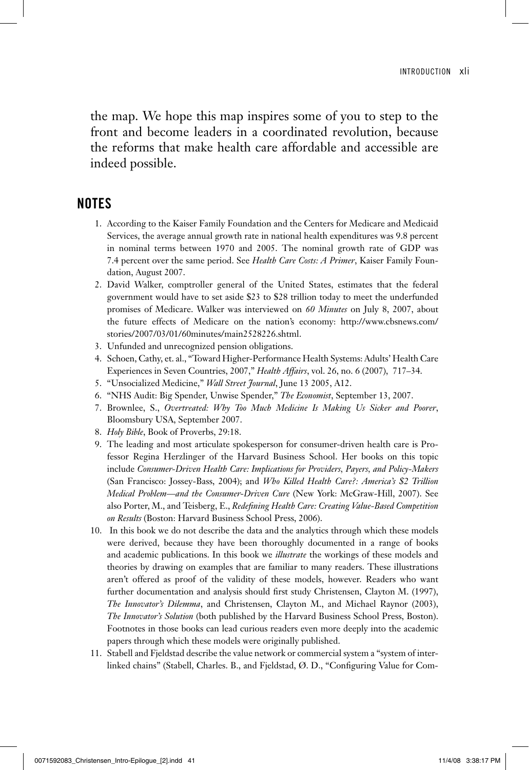the map. We hope this map inspires some of you to step to the front and become leaders in a coordinated revolution, because the reforms that make health care affordable and accessible are indeed possible.

## NOTES

1. According to the Kaiser Family Foundation and the Centers for Medicare and Medicaid Services, the average annual growth rate in national health expenditures was 9.8 percent in nominal terms between 1970 and 2005. The nominal growth rate of GDP was 7.4 percent over the same period. See *Health Care Costs: A Primer*, Kaiser Family Foundation, August 2007.
2. David Walker, comptroller general of the United States, estimates that the federal government would have to set aside $23 to $28 trillion today to meet the underfunded promises of Medicare. Walker was interviewed on *60 Minutes* on July 8, 2007, about the future effects of Medicare on the nation's economy: http://www.cbsnews.com/stories/2007/03/01/60minutes/main2528226.shtml.
3. Unfunded and unrecognized pension obligations.
4. Schoen, Cathy, et. al., "Toward Higher-Performance Health Systems: Adults' Health Care Experiences in Seven Countries, 2007," *Health Affairs*, vol. 26, no. 6 (2007), 717–34.
5. "Unsocialized Medicine," *Wall Street Journal*, June 13 2005, A12.
6. "NHS Audit: Big Spender, Unwise Spender," *The Economist*, September 13, 2007.
7. Brownlee, S., *Overtreated: Why Too Much Medicine Is Making Us Sicker and Poorer*, Bloomsbury USA, September 2007.
8. *Holy Bible*, Book of Proverbs, 29:18.
9. The leading and most articulate spokesperson for consumer-driven health care is Professor Regina Herzlinger of the Harvard Business School. Her books on this topic include *Consumer-Driven Health Care: Implications for Providers, Payers, and Policy-Makers* (San Francisco: Jossey-Bass, 2004); and *Who Killed Health Care?: America's $2 Trillion Medical Problem—and the Consumer-Driven Cure* (New York: McGraw-Hill, 2007). See also Porter, M., and Teisberg, E., *Redefining Health Care: Creating Value-Based Competition on Results* (Boston: Harvard Business School Press, 2006).
10. In this book we do not describe the data and the analytics through which these models were derived, because they have been thoroughly documented in a range of books and academic publications. In this book we *illustrate* the workings of these models and theories by drawing on examples that are familiar to many readers. These illustrations aren't offered as proof of the validity of these models, however. Readers who want further documentation and analysis should first study Christensen, Clayton M. (1997), *The Innovator's Dilemma*, and Christensen, Clayton M., and Michael Raynor (2003), *The Innovator's Solution* (both published by the Harvard Business School Press, Boston). Footnotes in those books can lead curious readers even more deeply into the academic papers through which these models were originally published.
11. Stabell and Fjeldstad describe the value network or commercial system a "system of interlinked chains" (Stabell, Charles. B., and Fjeldstad, Ø. D., "Configuring Value for Com-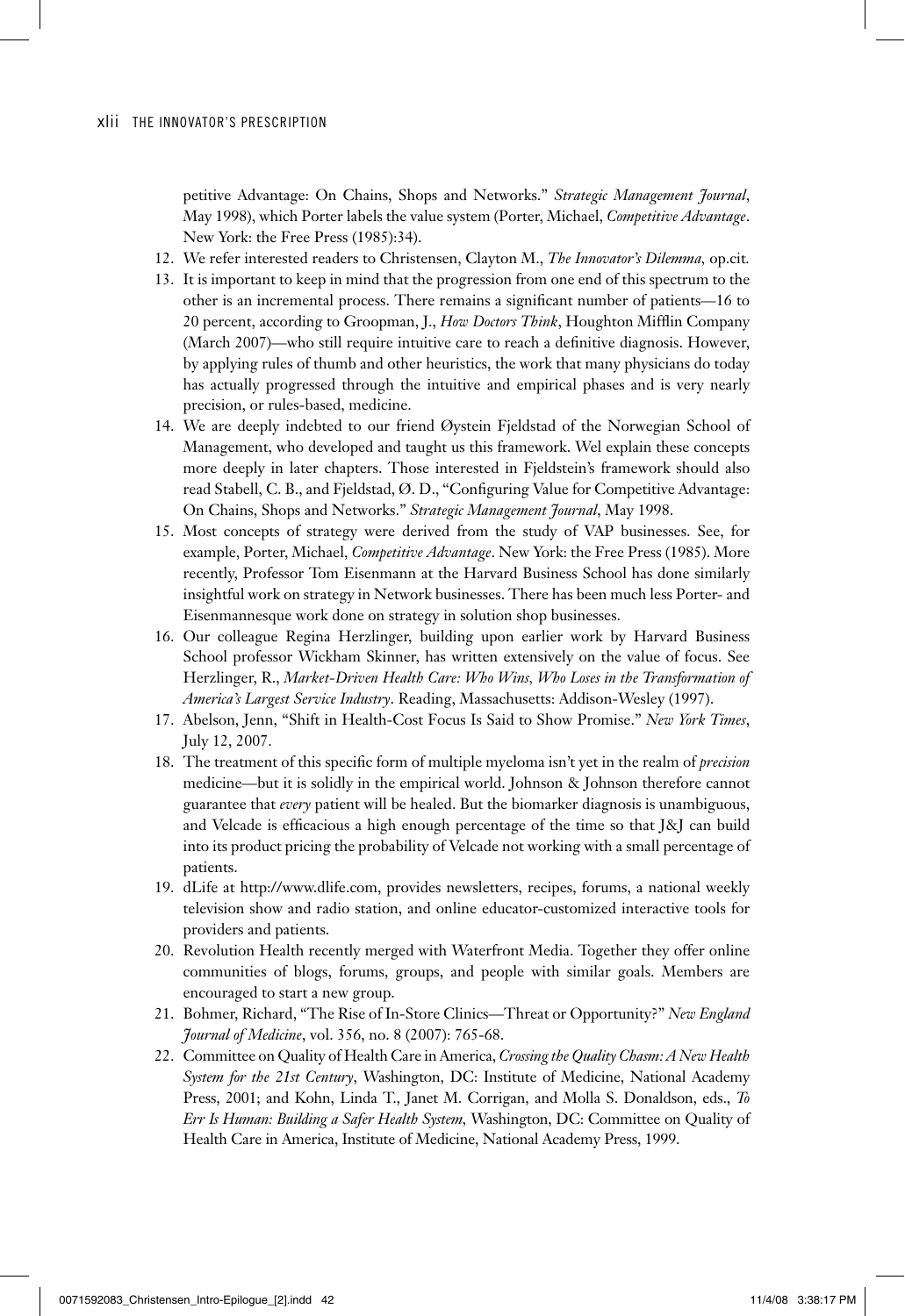petitive Advantage: On Chains, Shops and Networks." *Strategic Management Journal*, May 1998), which Porter labels the value system (Porter, Michael, *Competitive Advantage*. New York: the Free Press (1985):34).

12. We refer interested readers to Christensen, Clayton M., *The Innovator's Dilemma,* op.cit.
13. It is important to keep in mind that the progression from one end of this spectrum to the other is an incremental process. There remains a significant number of patients—16 to 20 percent, according to Groopman, J., *How Doctors Think*, Houghton Mifflin Company (March 2007)—who still require intuitive care to reach a definitive diagnosis. However, by applying rules of thumb and other heuristics, the work that many physicians do today has actually progressed through the intuitive and empirical phases and is very nearly precision, or rules-based, medicine.
14. We are deeply indebted to our friend Øystein Fjeldstad of the Norwegian School of Management, who developed and taught us this framework. Wel explain these concepts more deeply in later chapters. Those interested in Fjeldstein's framework should also read Stabell, C. B., and Fjeldstad, Ø. D., "Configuring Value for Competitive Advantage: On Chains, Shops and Networks." *Strategic Management Journal*, May 1998.
15. Most concepts of strategy were derived from the study of VAP businesses. See, for example, Porter, Michael, *Competitive Advantage*. New York: the Free Press (1985). More recently, Professor Tom Eisenmann at the Harvard Business School has done similarly insightful work on strategy in Network businesses. There has been much less Porter- and Eisenmannesque work done on strategy in solution shop businesses.
16. Our colleague Regina Herzlinger, building upon earlier work by Harvard Business School professor Wickham Skinner, has written extensively on the value of focus. See Herzlinger, R., *Market-Driven Health Care: Who Wins, Who Loses in the Transformation of America's Largest Service Industry*. Reading, Massachusetts: Addison-Wesley (1997).
17. Abelson, Jenn, "Shift in Health-Cost Focus Is Said to Show Promise." *New York Times*, July 12, 2007.
18. The treatment of this specific form of multiple myeloma isn't yet in the realm of *precision* medicine—but it is solidly in the empirical world. Johnson & Johnson therefore cannot guarantee that *every* patient will be healed. But the biomarker diagnosis is unambiguous, and Velcade is efficacious a high enough percentage of the time so that J&J can build into its product pricing the probability of Velcade not working with a small percentage of patients.
19. dLife at http://www.dlife.com, provides newsletters, recipes, forums, a national weekly television show and radio station, and online educator-customized interactive tools for providers and patients.
20. Revolution Health recently merged with Waterfront Media. Together they offer online communities of blogs, forums, groups, and people with similar goals. Members are encouraged to start a new group.
21. Bohmer, Richard, "The Rise of In-Store Clinics—Threat or Opportunity?" *New England Journal of Medicine*, vol. 356, no. 8 (2007): 765-68.
22. Committee on Quality of Health Care in America, *Crossing the Quality Chasm: A New Health System for the 21st Century*, Washington, DC: Institute of Medicine, National Academy Press, 2001; and Kohn, Linda T., Janet M. Corrigan, and Molla S. Donaldson, eds., *To Err Is Human: Building a Safer Health System*, Washington, DC: Committee on Quality of Health Care in America, Institute of Medicine, National Academy Press, 1999.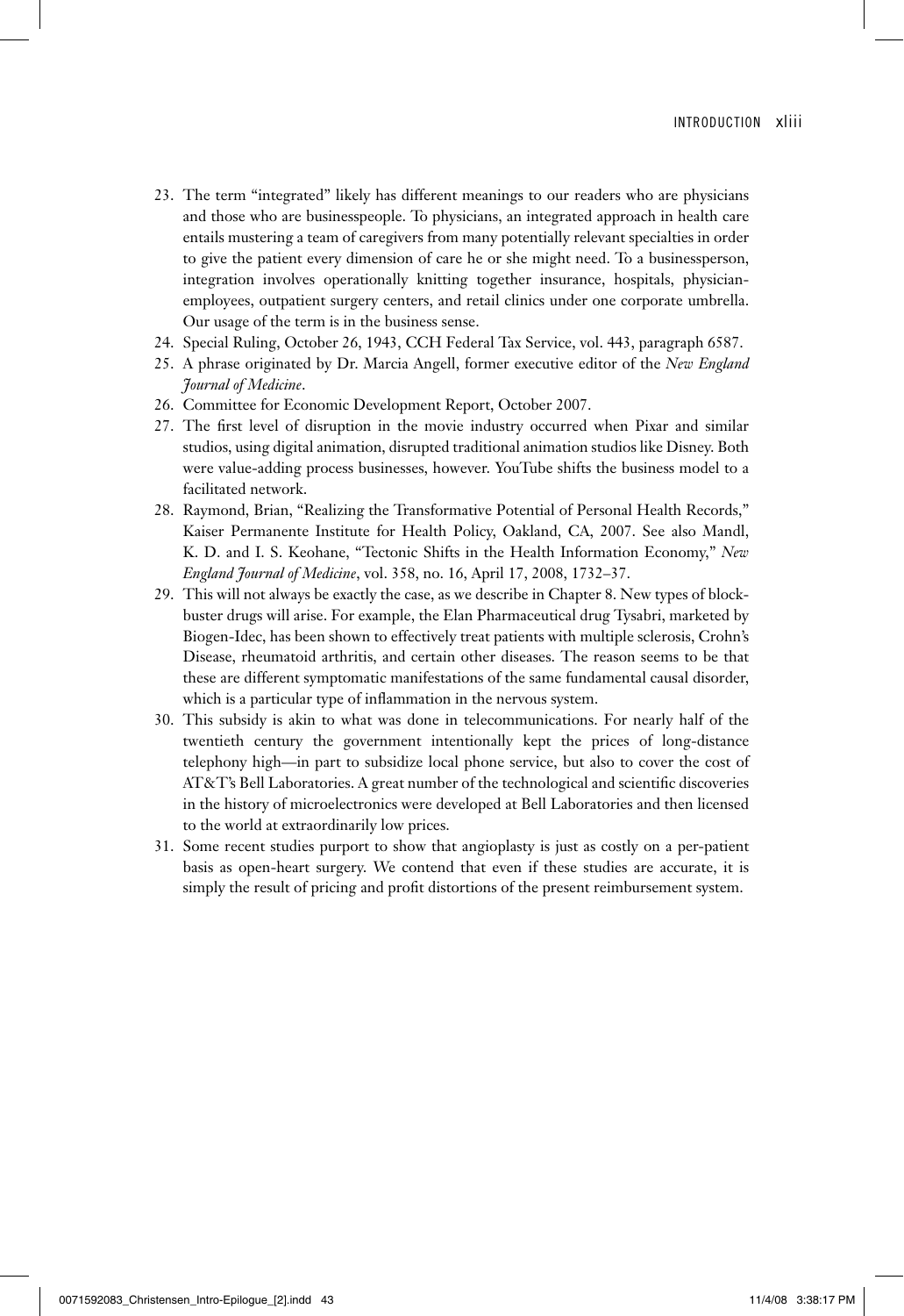23. The term "integrated" likely has different meanings to our readers who are physicians and those who are businesspeople. To physicians, an integrated approach in health care entails mustering a team of caregivers from many potentially relevant specialties in order to give the patient every dimension of care he or she might need. To a businessperson, integration involves operationally knitting together insurance, hospitals, physician-employees, outpatient surgery centers, and retail clinics under one corporate umbrella. Our usage of the term is in the business sense.
24. Special Ruling, October 26, 1943, CCH Federal Tax Service, vol. 443, paragraph 6587.
25. A phrase originated by Dr. Marcia Angell, former executive editor of the *New England Journal of Medicine*.
26. Committee for Economic Development Report, October 2007.
27. The first level of disruption in the movie industry occurred when Pixar and similar studios, using digital animation, disrupted traditional animation studios like Disney. Both were value-adding process businesses, however. YouTube shifts the business model to a facilitated network.
28. Raymond, Brian, "Realizing the Transformative Potential of Personal Health Records," Kaiser Permanente Institute for Health Policy, Oakland, CA, 2007. See also Mandl, K. D. and I. S. Keohane, "Tectonic Shifts in the Health Information Economy," *New England Journal of Medicine*, vol. 358, no. 16, April 17, 2008, 1732–37.
29. This will not always be exactly the case, as we describe in Chapter 8. New types of blockbuster drugs will arise. For example, the Elan Pharmaceutical drug Tysabri, marketed by Biogen-Idec, has been shown to effectively treat patients with multiple sclerosis, Crohn's Disease, rheumatoid arthritis, and certain other diseases. The reason seems to be that these are different symptomatic manifestations of the same fundamental causal disorder, which is a particular type of inflammation in the nervous system.
30. This subsidy is akin to what was done in telecommunications. For nearly half of the twentieth century the government intentionally kept the prices of long-distance telephony high—in part to subsidize local phone service, but also to cover the cost of AT&T's Bell Laboratories. A great number of the technological and scientific discoveries in the history of microelectronics were developed at Bell Laboratories and then licensed to the world at extraordinarily low prices.
31. Some recent studies purport to show that angioplasty is just as costly on a per-patient basis as open-heart surgery. We contend that even if these studies are accurate, it is simply the result of pricing and profit distortions of the present reimbursement system.